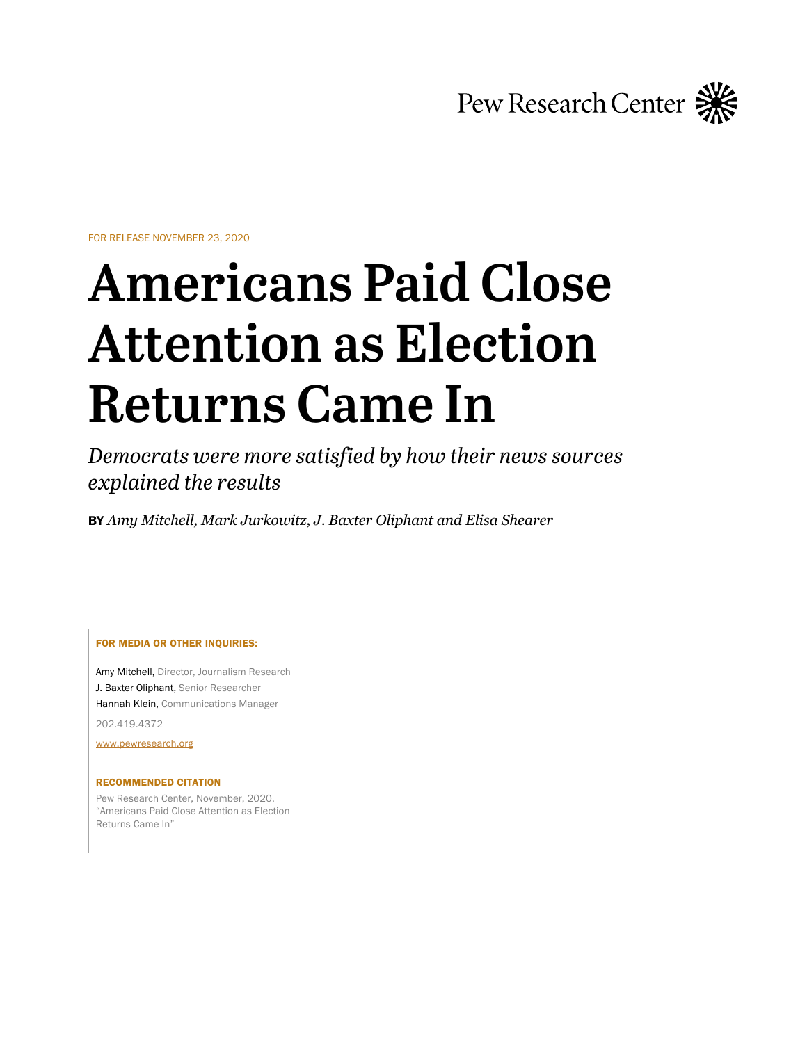Pew Research Center

FOR RELEASE NOVEMBER 23, 2020

# Americans Paid Close Attention as Election Returns Came In

*Democrats were more satisfied by how their news sources explained the results*

**BY** *Amy Mitchell, Mark Jurkowitz, J. Baxter Oliphant and Elisa Shearer*

**FOR MEDIA OR OTHER INQUIRIES:**

Amy Mitchell, Director, Journalism Research
J. Baxter Oliphant, Senior Researcher
Hannah Klein, Communications Manager

202.419.4372

www.pewresearch.org

**RECOMMENDED CITATION**

Pew Research Center, November, 2020, "Americans Paid Close Attention as Election Returns Came In"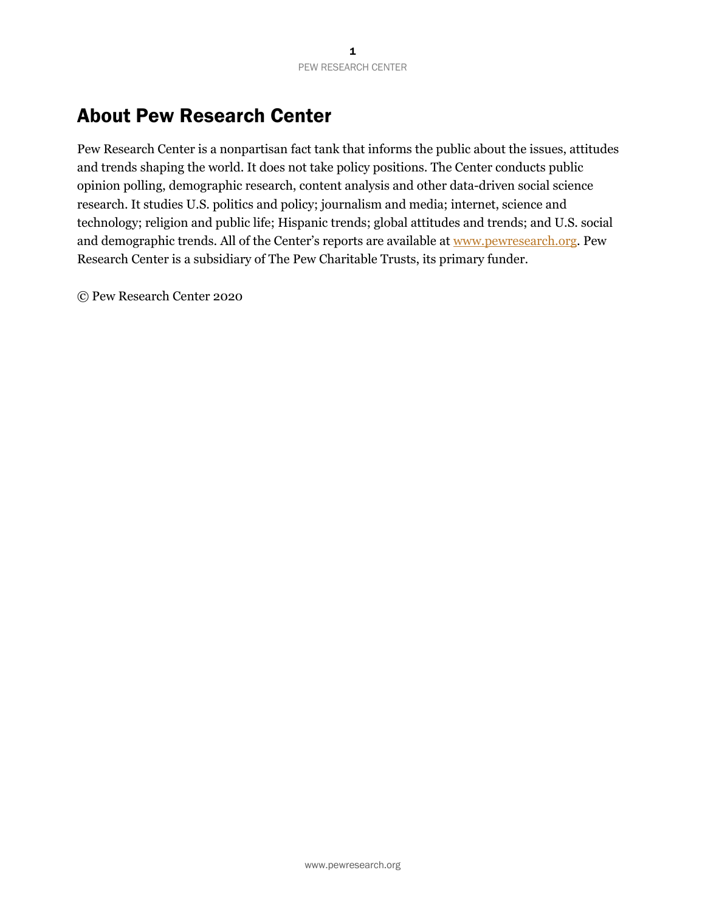# About Pew Research Center

Pew Research Center is a nonpartisan fact tank that informs the public about the issues, attitudes and trends shaping the world. It does not take policy positions. The Center conducts public opinion polling, demographic research, content analysis and other data-driven social science research. It studies U.S. politics and policy; journalism and media; internet, science and technology; religion and public life; Hispanic trends; global attitudes and trends; and U.S. social and demographic trends. All of the Center's reports are available at [www.pewresearch.org](http://www.pewresearch.org). Pew Research Center is a subsidiary of The Pew Charitable Trusts, its primary funder.

© Pew Research Center 2020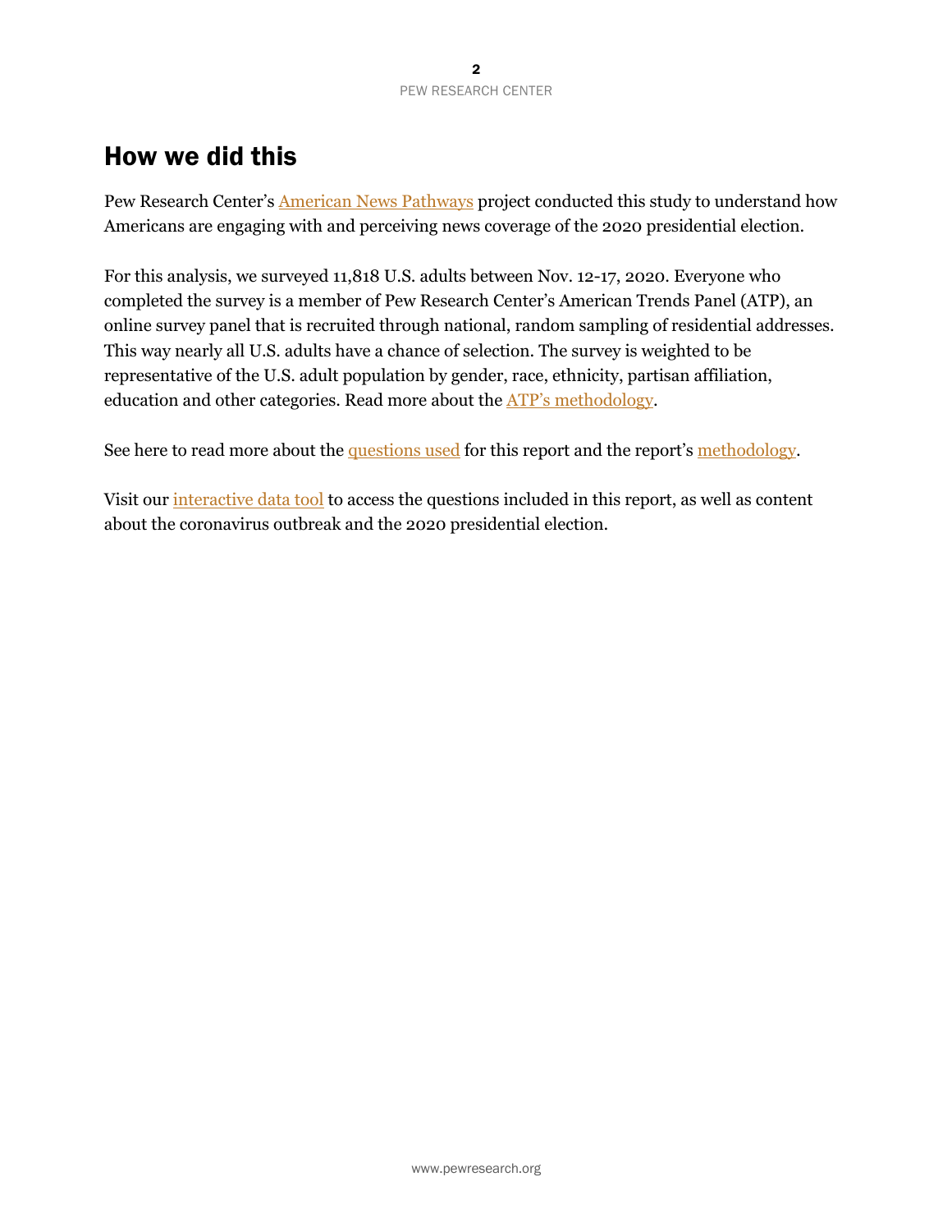# How we did this

Pew Research Center's American News Pathways project conducted this study to understand how Americans are engaging with and perceiving news coverage of the 2020 presidential election.

For this analysis, we surveyed 11,818 U.S. adults between Nov. 12-17, 2020. Everyone who completed the survey is a member of Pew Research Center's American Trends Panel (ATP), an online survey panel that is recruited through national, random sampling of residential addresses. This way nearly all U.S. adults have a chance of selection. The survey is weighted to be representative of the U.S. adult population by gender, race, ethnicity, partisan affiliation, education and other categories. Read more about the ATP's methodology.

See here to read more about the questions used for this report and the report's methodology.

Visit our interactive data tool to access the questions included in this report, as well as content about the coronavirus outbreak and the 2020 presidential election.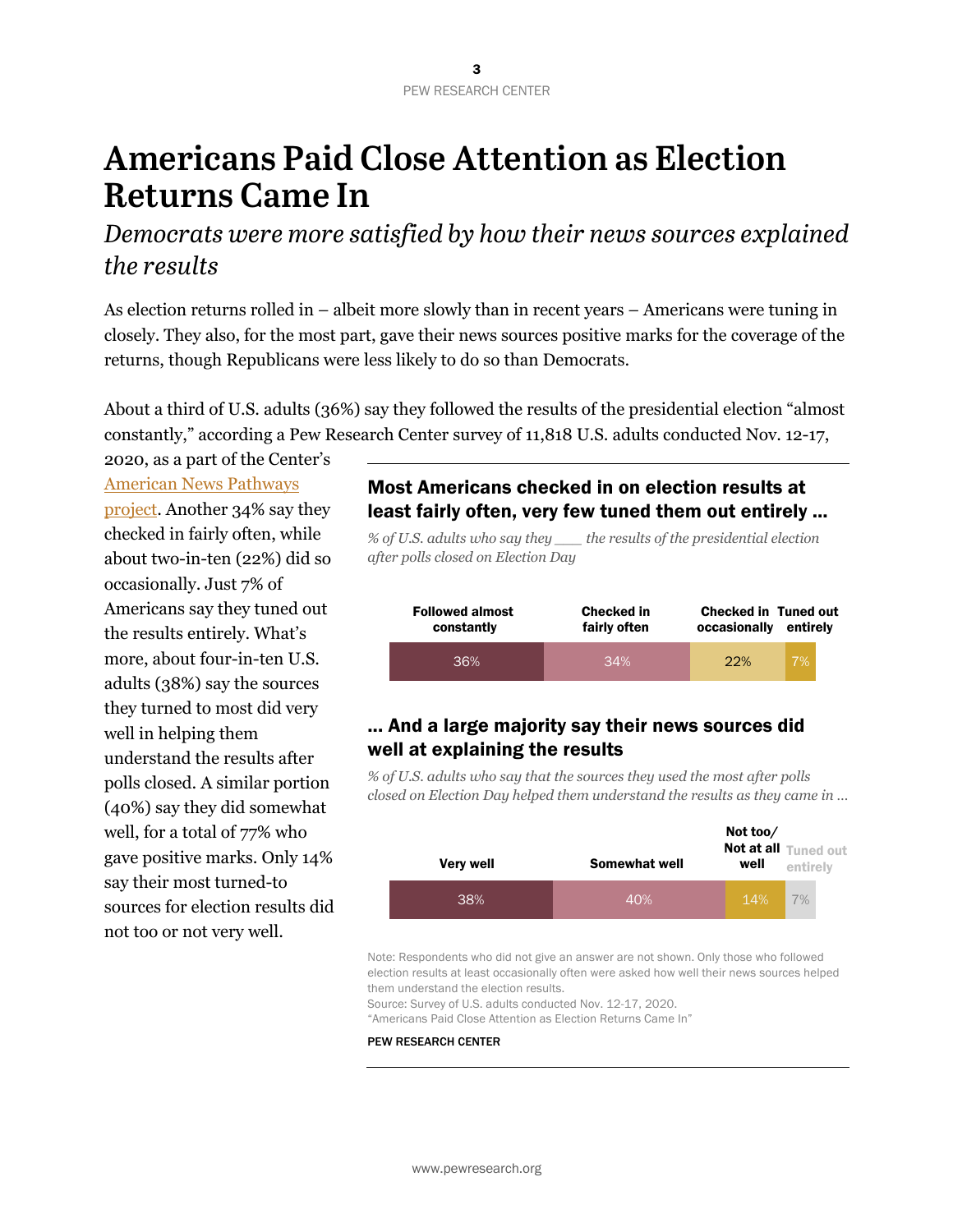# Americans Paid Close Attention as Election Returns Came In

## *Democrats were more satisfied by how their news sources explained the results*

As election returns rolled in – albeit more slowly than in recent years – Americans were tuning in closely. They also, for the most part, gave their news sources positive marks for the coverage of the returns, though Republicans were less likely to do so than Democrats.

About a third of U.S. adults (36%) say they followed the results of the presidential election "almost constantly," according a Pew Research Center survey of 11,818 U.S. adults conducted Nov. 12-17, 2020, as a part of the Center's American News Pathways project. Another 34% say they checked in fairly often, while about two-in-ten (22%) did so occasionally. Just 7% of Americans say they tuned out the results entirely. What's more, about four-in-ten U.S. adults (38%) say the sources they turned to most did very well in helping them understand the results after polls closed. A similar portion (40%) say they did somewhat well, for a total of 77% who gave positive marks. Only 14% say their most turned-to sources for election results did not too or not very well.

**Most Americans checked in on election results at least fairly often, very few tuned them out entirely …**

*% of U.S. adults who say they ___ the results of the presidential election after polls closed on Election Day*

| Followed almost constantly | Checked in fairly often | Checked in occasionally | Tuned out entirely |
|---|---|---|---|
| 36% | 34% | 22% | 7% |

**… And a large majority say their news sources did well at explaining the results**

*% of U.S. adults who say that the sources they used the most after polls closed on Election Day helped them understand the results as they came in …*

| Very well | Somewhat well | Not too/ Not at all well | Tuned out entirely |
|---|---|---|---|
| 38% | 40% | 14% | 7% |

Note: Respondents who did not give an answer are not shown. Only those who followed election results at least occasionally often were asked how well their news sources helped them understand the election results.
Source: Survey of U.S. adults conducted Nov. 12-17, 2020.
"Americans Paid Close Attention as Election Returns Came In"

PEW RESEARCH CENTER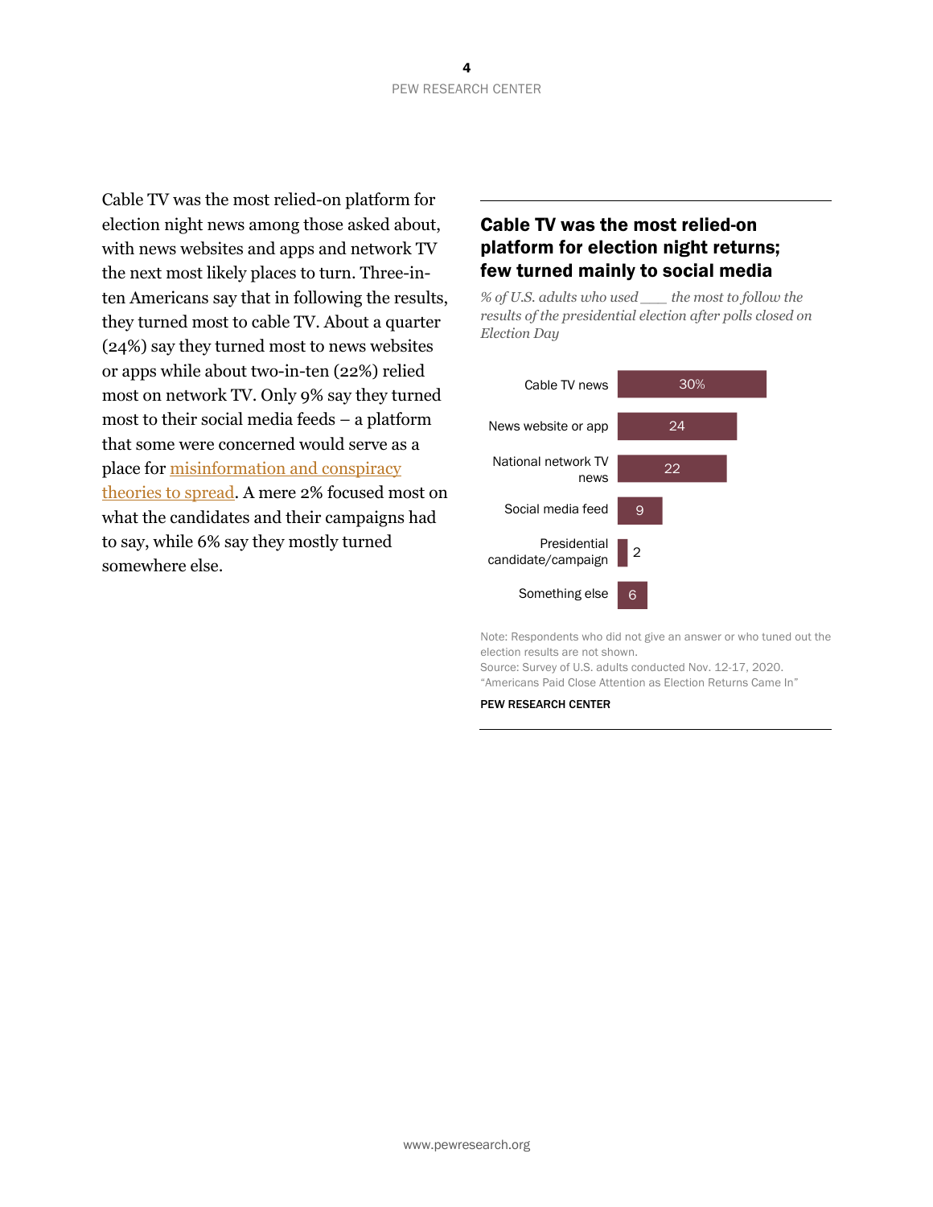Cable TV was the most relied-on platform for election night news among those asked about, with news websites and apps and network TV the next most likely places to turn. Three-in-ten Americans say that in following the results, they turned most to cable TV. About a quarter (24%) say they turned most to news websites or apps while about two-in-ten (22%) relied most on network TV. Only 9% say they turned most to their social media feeds – a platform that some were concerned would serve as a place for misinformation and conspiracy theories to spread. A mere 2% focused most on what the candidates and their campaigns had to say, while 6% say they mostly turned somewhere else.

### Cable TV was the most relied-on platform for election night returns; few turned mainly to social media

*% of U.S. adults who used ___ the most to follow the results of the presidential election after polls closed on Election Day*

| | % |
|---|---|
| Cable TV news | 30% |
| News website or app | 24 |
| National network TV news | 22 |
| Social media feed | 9 |
| Presidential candidate/campaign | 2 |
| Something else | 6 |

Note: Respondents who did not give an answer or who tuned out the election results are not shown.
Source: Survey of U.S. adults conducted Nov. 12-17, 2020.
"Americans Paid Close Attention as Election Returns Came In"

PEW RESEARCH CENTER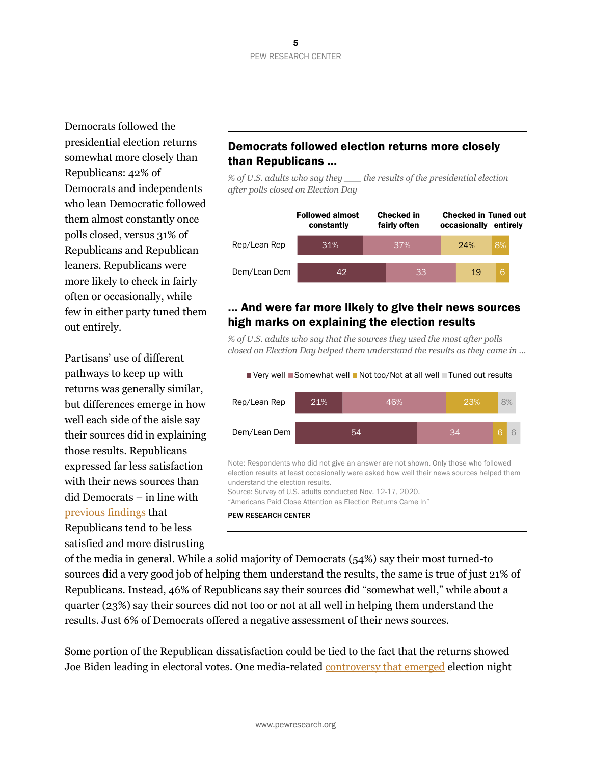Democrats followed the presidential election returns somewhat more closely than Republicans: 42% of Democrats and independents who lean Democratic followed them almost constantly once polls closed, versus 31% of Republicans and Republican leaners. Republicans were more likely to check in fairly often or occasionally, while few in either party tuned them out entirely.

Partisans' use of different pathways to keep up with returns was generally similar, but differences emerge in how well each side of the aisle say their sources did in explaining those results. Republicans expressed far less satisfaction with their news sources than did Democrats – in line with previous findings that Republicans tend to be less satisfied and more distrusting of the media in general. While a solid majority of Democrats (54%) say their most turned-to sources did a very good job of helping them understand the results, the same is true of just 21% of Republicans. Instead, 46% of Republicans say their sources did "somewhat well," while about a quarter (23%) say their sources did not too or not at all well in helping them understand the results. Just 6% of Democrats offered a negative assessment of their news sources.

### Democrats followed election returns more closely than Republicans ...

*% of U.S. adults who say they ___ the results of the presidential election after polls closed on Election Day*

| | Followed almost constantly | Checked in fairly often | Checked in occasionally | Tuned out entirely |
|---|---|---|---|---|
| Rep/Lean Rep | 31% | 37% | 24% | 8% |
| Dem/Lean Dem | 42 | 33 | 19 | 6 |

### ... And were far more likely to give their news sources high marks on explaining the election results

*% of U.S. adults who say that the sources they used the most after polls closed on Election Day helped them understand the results as they came in ...*

| | Very well | Somewhat well | Not too/Not at all well | Tuned out results |
|---|---|---|---|---|
| Rep/Lean Rep | 21% | 46% | 23% | 8% |
| Dem/Lean Dem | 54 | 34 | 6 | 6 |

Note: Respondents who did not give an answer are not shown. Only those who followed election results at least occasionally were asked how well their news sources helped them understand the election results.
Source: Survey of U.S. adults conducted Nov. 12-17, 2020.
"Americans Paid Close Attention as Election Returns Came In"

PEW RESEARCH CENTER

Some portion of the Republican dissatisfaction could be tied to the fact that the returns showed Joe Biden leading in electoral votes. One media-related controversy that emerged election night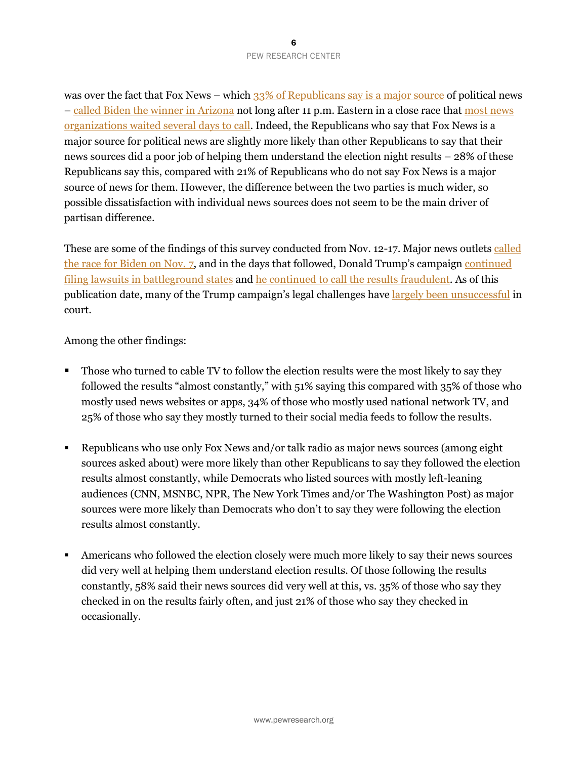was over the fact that Fox News – which 33% of Republicans say is a major source of political news – called Biden the winner in Arizona not long after 11 p.m. Eastern in a close race that most news organizations waited several days to call. Indeed, the Republicans who say that Fox News is a major source for political news are slightly more likely than other Republicans to say that their news sources did a poor job of helping them understand the election night results – 28% of these Republicans say this, compared with 21% of Republicans who do not say Fox News is a major source of news for them. However, the difference between the two parties is much wider, so possible dissatisfaction with individual news sources does not seem to be the main driver of partisan difference.

These are some of the findings of this survey conducted from Nov. 12-17. Major news outlets called the race for Biden on Nov. 7, and in the days that followed, Donald Trump's campaign continued filing lawsuits in battleground states and he continued to call the results fraudulent. As of this publication date, many of the Trump campaign's legal challenges have largely been unsuccessful in court.

Among the other findings:

- Those who turned to cable TV to follow the election results were the most likely to say they followed the results "almost constantly," with 51% saying this compared with 35% of those who mostly used news websites or apps, 34% of those who mostly used national network TV, and 25% of those who say they mostly turned to their social media feeds to follow the results.
- Republicans who use only Fox News and/or talk radio as major news sources (among eight sources asked about) were more likely than other Republicans to say they followed the election results almost constantly, while Democrats who listed sources with mostly left-leaning audiences (CNN, MSNBC, NPR, The New York Times and/or The Washington Post) as major sources were more likely than Democrats who don't to say they were following the election results almost constantly.
- Americans who followed the election closely were much more likely to say their news sources did very well at helping them understand election results. Of those following the results constantly, 58% said their news sources did very well at this, vs. 35% of those who say they checked in on the results fairly often, and just 21% of those who say they checked in occasionally.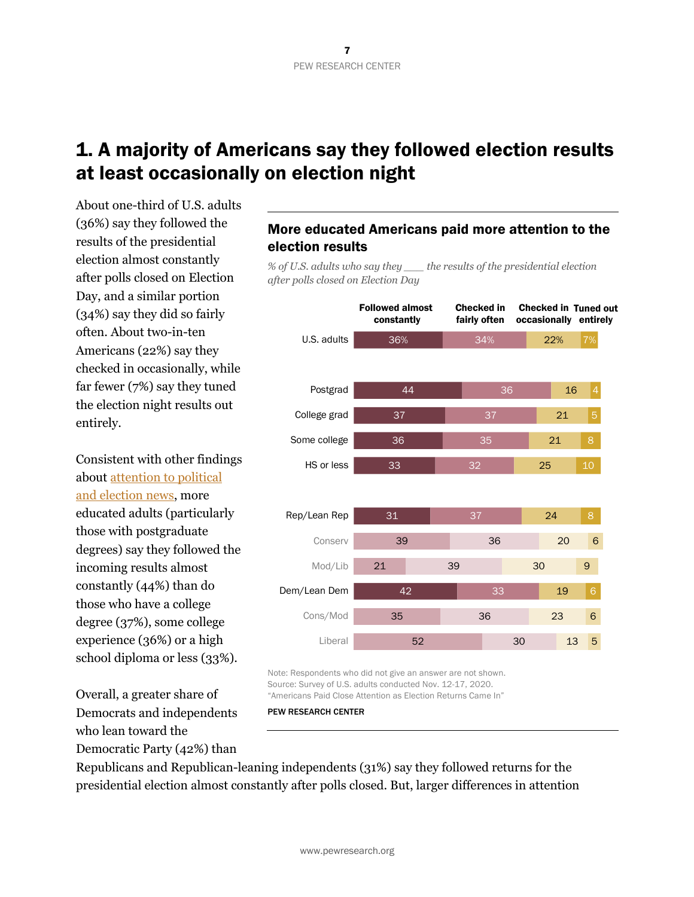# 1. A majority of Americans say they followed election results at least occasionally on election night

About one-third of U.S. adults (36%) say they followed the results of the presidential election almost constantly after polls closed on Election Day, and a similar portion (34%) say they did so fairly often. About two-in-ten Americans (22%) say they checked in occasionally, while far fewer (7%) say they tuned the election night results out entirely.

Consistent with other findings about attention to political and election news, more educated adults (particularly those with postgraduate degrees) say they followed the incoming results almost constantly (44%) than do those who have a college degree (37%), some college experience (36%) or a high school diploma or less (33%).

**More educated Americans paid more attention to the election results**

*% of U.S. adults who say they ___ the results of the presidential election after polls closed on Election Day*

| | Followed almost constantly | Checked in fairly often | Checked in occasionally | Tuned out entirely |
|---|---|---|---|---|
| U.S. adults | 36% | 34% | 22% | 7% |
| Postgrad | 44 | 36 | 16 | 4 |
| College grad | 37 | 37 | 21 | 5 |
| Some college | 36 | 35 | 21 | 8 |
| HS or less | 33 | 32 | 25 | 10 |
| Rep/Lean Rep | 31 | 37 | 24 | 8 |
| Conserv | 39 | 36 | 20 | 6 |
| Mod/Lib | 21 | 39 | 30 | 9 |
| Dem/Lean Dem | 42 | 33 | 19 | 6 |
| Cons/Mod | 35 | 36 | 23 | 6 |
| Liberal | 52 | 30 | 13 | 5 |

Note: Respondents who did not give an answer are not shown.
Source: Survey of U.S. adults conducted Nov. 12-17, 2020.
"Americans Paid Close Attention as Election Returns Came In"

PEW RESEARCH CENTER

Overall, a greater share of Democrats and independents who lean toward the Democratic Party (42%) than Republicans and Republican-leaning independents (31%) say they followed returns for the presidential election almost constantly after polls closed. But, larger differences in attention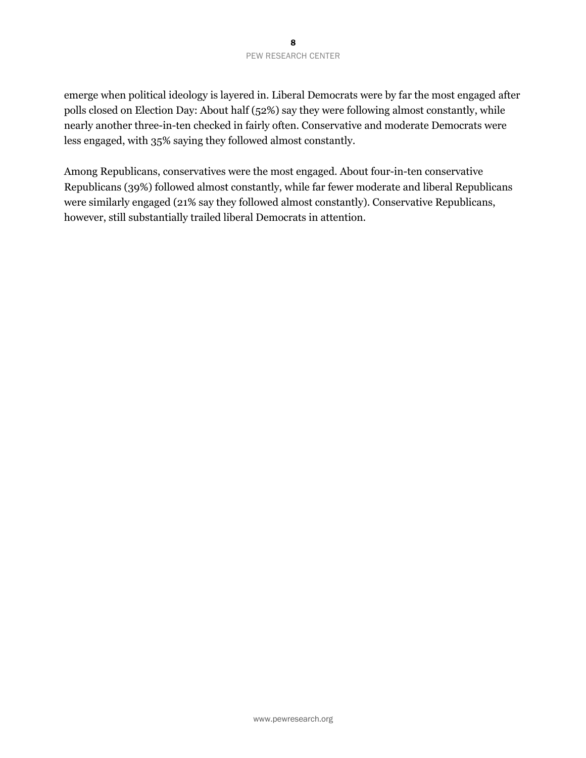emerge when political ideology is layered in. Liberal Democrats were by far the most engaged after polls closed on Election Day: About half (52%) say they were following almost constantly, while nearly another three-in-ten checked in fairly often. Conservative and moderate Democrats were less engaged, with 35% saying they followed almost constantly.

Among Republicans, conservatives were the most engaged. About four-in-ten conservative Republicans (39%) followed almost constantly, while far fewer moderate and liberal Republicans were similarly engaged (21% say they followed almost constantly). Conservative Republicans, however, still substantially trailed liberal Democrats in attention.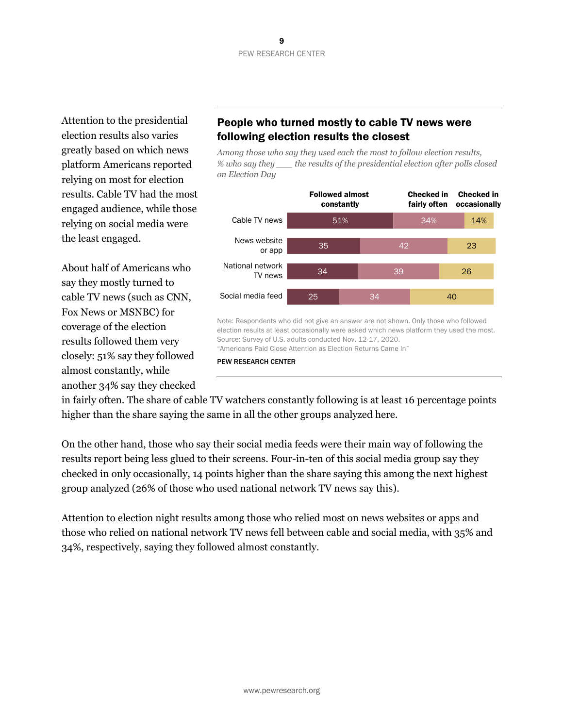Attention to the presidential election results also varies greatly based on which news platform Americans reported relying on most for election results. Cable TV had the most engaged audience, while those relying on social media were the least engaged.

About half of Americans who say they mostly turned to cable TV news (such as CNN, Fox News or MSNBC) for coverage of the election results followed them very closely: 51% say they followed almost constantly, while another 34% say they checked in fairly often. The share of cable TV watchers constantly following is at least 16 percentage points higher than the share saying the same in all the other groups analyzed here.

## People who turned mostly to cable TV news were following election results the closest

*Among those who say they used each the most to follow election results, % who say they ___ the results of the presidential election after polls closed on Election Day*

| | Followed almost constantly | Checked in fairly often | Checked in occasionally |
|---|---|---|---|
| Cable TV news | 51% | 34% | 14% |
| News website or app | 35 | 42 | 23 |
| National network TV news | 34 | 39 | 26 |
| Social media feed | 25 | 34 | 40 |

Note: Respondents who did not give an answer are not shown. Only those who followed election results at least occasionally were asked which news platform they used the most.
Source: Survey of U.S. adults conducted Nov. 12-17, 2020.
"Americans Paid Close Attention as Election Returns Came In"

PEW RESEARCH CENTER

On the other hand, those who say their social media feeds were their main way of following the results report being less glued to their screens. Four-in-ten of this social media group say they checked in only occasionally, 14 points higher than the share saying this among the next highest group analyzed (26% of those who used national network TV news say this).

Attention to election night results among those who relied most on news websites or apps and those who relied on national network TV news fell between cable and social media, with 35% and 34%, respectively, saying they followed almost constantly.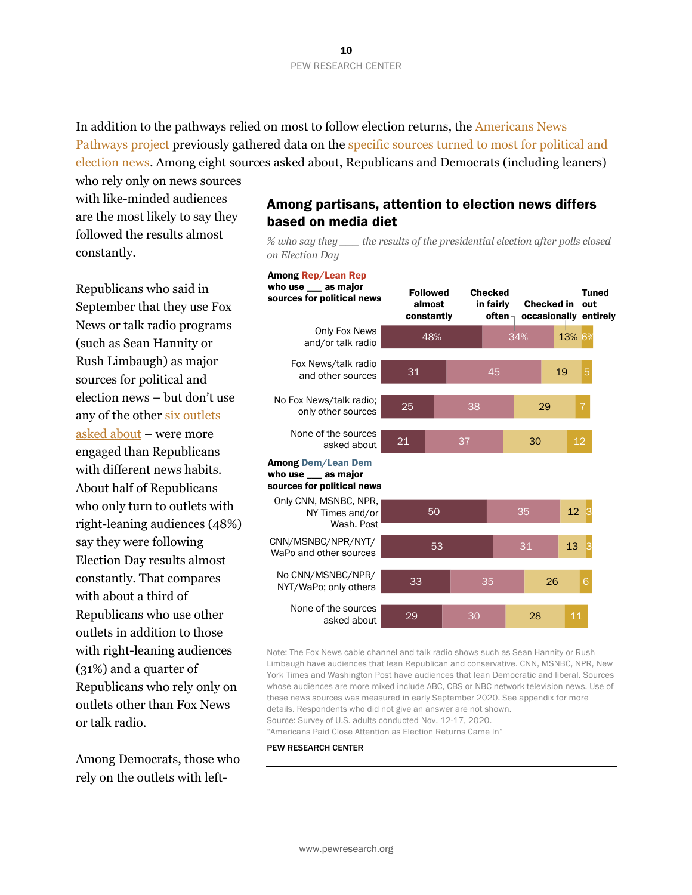In addition to the pathways relied on most to follow election returns, the Americans News Pathways project previously gathered data on the specific sources turned to most for political and election news. Among eight sources asked about, Republicans and Democrats (including leaners) who rely only on news sources with like-minded audiences are the most likely to say they followed the results almost constantly.

Republicans who said in September that they use Fox News or talk radio programs (such as Sean Hannity or Rush Limbaugh) as major sources for political and election news – but don't use any of the other six outlets asked about – were more engaged than Republicans with different news habits. About half of Republicans who only turn to outlets with right-leaning audiences (48%) say they were following Election Day results almost constantly. That compares with about a third of Republicans who use other outlets in addition to those with right-leaning audiences (31%) and a quarter of Republicans who rely only on outlets other than Fox News or talk radio.

Among Democrats, those who rely on the outlets with left-

## Among partisans, attention to election news differs based on media diet

*% who say they ___ the results of the presidential election after polls closed on Election Day*

| | Followed almost constantly | Checked in fairly often | Checked in occasionally | Tuned out entirely |
|---|---|---|---|---|
| **Among Rep/Lean Rep who use ___ as major sources for political news** | | | | |
| Only Fox News and/or talk radio | 48% | 34% | 13% | 6% |
| Fox News/talk radio and other sources | 31 | 45 | 19 | 5 |
| No Fox News/talk radio; only other sources | 25 | 38 | 29 | 7 |
| None of the sources asked about | 21 | 37 | 30 | 12 |
| **Among Dem/Lean Dem who use ___ as major sources for political news** | | | | |
| Only CNN, MSNBC, NPR, NY Times and/or Wash. Post | 50 | 35 | 12 | 3 |
| CNN/MSNBC/NPR/NYT/WaPo and other sources | 53 | 31 | 13 | 3 |
| No CNN/MSNBC/NPR/NYT/WaPo; only others | 33 | 35 | 26 | 6 |
| None of the sources asked about | 29 | 30 | 28 | 11 |

Note: The Fox News cable channel and talk radio shows such as Sean Hannity or Rush Limbaugh have audiences that lean Republican and conservative. CNN, MSNBC, NPR, New York Times and Washington Post have audiences that lean Democratic and liberal. Sources whose audiences are more mixed include ABC, CBS or NBC network television news. Use of these news sources was measured in early September 2020. See appendix for more details. Respondents who did not give an answer are not shown.
Source: Survey of U.S. adults conducted Nov. 12-17, 2020.
"Americans Paid Close Attention as Election Returns Came In"

PEW RESEARCH CENTER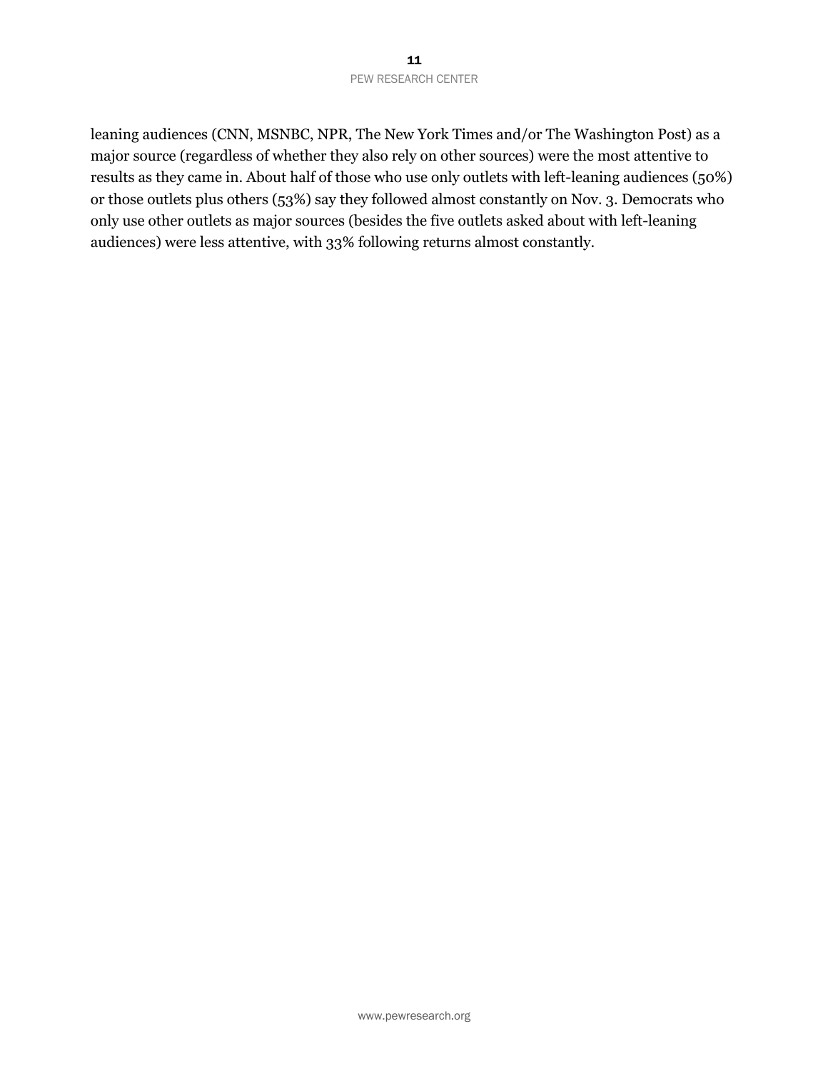leaning audiences (CNN, MSNBC, NPR, The New York Times and/or The Washington Post) as a major source (regardless of whether they also rely on other sources) were the most attentive to results as they came in. About half of those who use only outlets with left-leaning audiences (50%) or those outlets plus others (53%) say they followed almost constantly on Nov. 3. Democrats who only use other outlets as major sources (besides the five outlets asked about with left-leaning audiences) were less attentive, with 33% following returns almost constantly.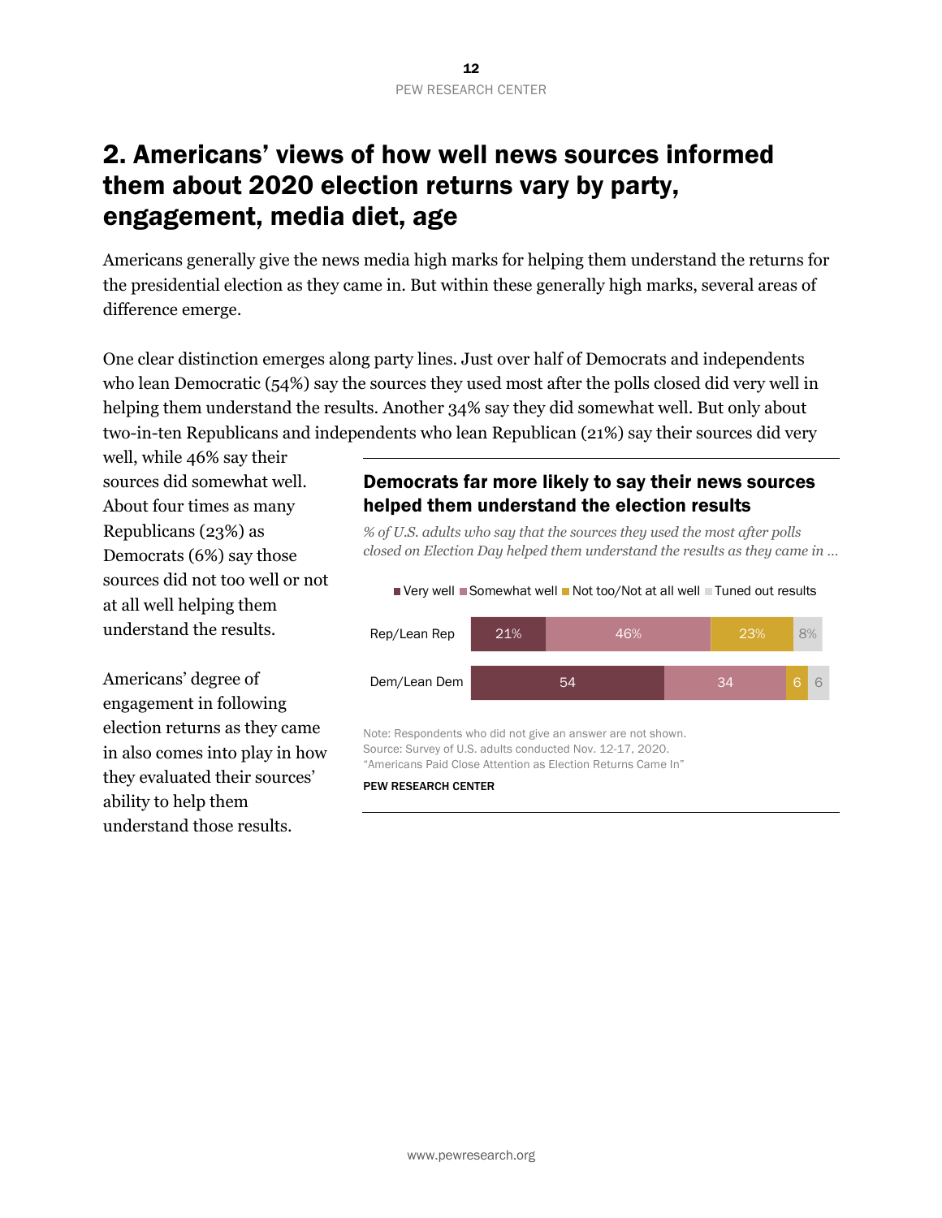# 2. Americans' views of how well news sources informed them about 2020 election returns vary by party, engagement, media diet, age

Americans generally give the news media high marks for helping them understand the returns for the presidential election as they came in. But within these generally high marks, several areas of difference emerge.

One clear distinction emerges along party lines. Just over half of Democrats and independents who lean Democratic (54%) say the sources they used most after the polls closed did very well in helping them understand the results. Another 34% say they did somewhat well. But only about two-in-ten Republicans and independents who lean Republican (21%) say their sources did very well, while 46% say their sources did somewhat well. About four times as many Republicans (23%) as Democrats (6%) say those sources did not too well or not at all well helping them understand the results.

**Democrats far more likely to say their news sources helped them understand the election results**

*% of U.S. adults who say that the sources they used the most after polls closed on Election Day helped them understand the results as they came in …*

| | Very well | Somewhat well | Not too/Not at all well | Tuned out results |
|---|---|---|---|---|
| Rep/Lean Rep | 21% | 46% | 23% | 8% |
| Dem/Lean Dem | 54 | 34 | 6 | 6 |

Note: Respondents who did not give an answer are not shown.
Source: Survey of U.S. adults conducted Nov. 12-17, 2020.
"Americans Paid Close Attention as Election Returns Came In"

PEW RESEARCH CENTER

Americans' degree of engagement in following election returns as they came in also comes into play in how they evaluated their sources' ability to help them understand those results.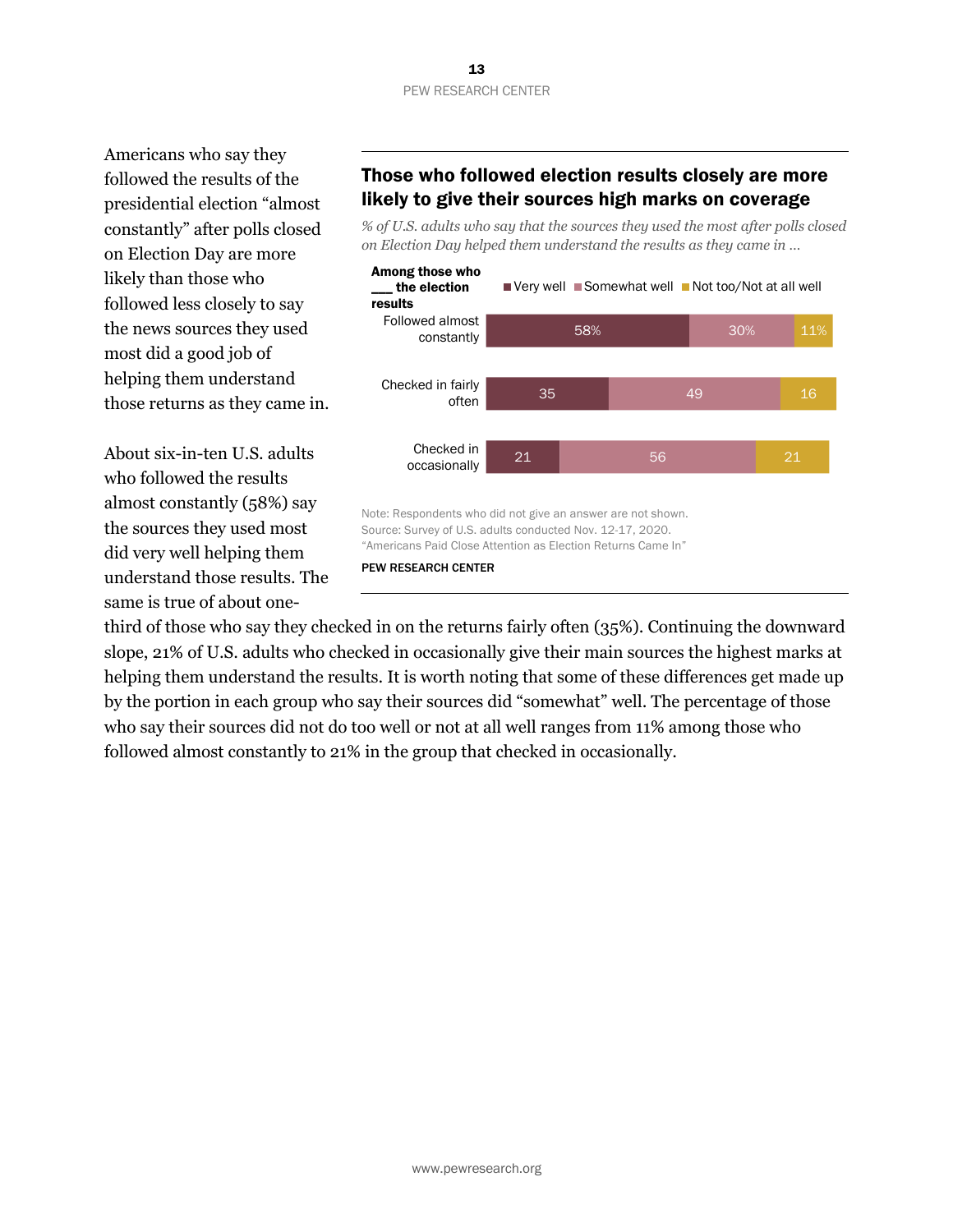Americans who say they followed the results of the presidential election "almost constantly" after polls closed on Election Day are more likely than those who followed less closely to say the news sources they used most did a good job of helping them understand those returns as they came in.

About six-in-ten U.S. adults who followed the results almost constantly (58%) say the sources they used most did very well helping them understand those results. The same is true of about one-third of those who say they checked in on the returns fairly often (35%). Continuing the downward slope, 21% of U.S. adults who checked in occasionally give their main sources the highest marks at helping them understand the results. It is worth noting that some of these differences get made up by the portion in each group who say their sources did "somewhat" well. The percentage of those who say their sources did not do too well or not at all well ranges from 11% among those who followed almost constantly to 21% in the group that checked in occasionally.

### Those who followed election results closely are more likely to give their sources high marks on coverage

*% of U.S. adults who say that the sources they used the most after polls closed on Election Day helped them understand the results as they came in …*

| Among those who ___ the election results | Very well | Somewhat well | Not too/Not at all well |
|---|---|---|---|
| Followed almost constantly | 58% | 30% | 11% |
| Checked in fairly often | 35 | 49 | 16 |
| Checked in occasionally | 21 | 56 | 21 |

Note: Respondents who did not give an answer are not shown.
Source: Survey of U.S. adults conducted Nov. 12-17, 2020.
"Americans Paid Close Attention as Election Returns Came In"

PEW RESEARCH CENTER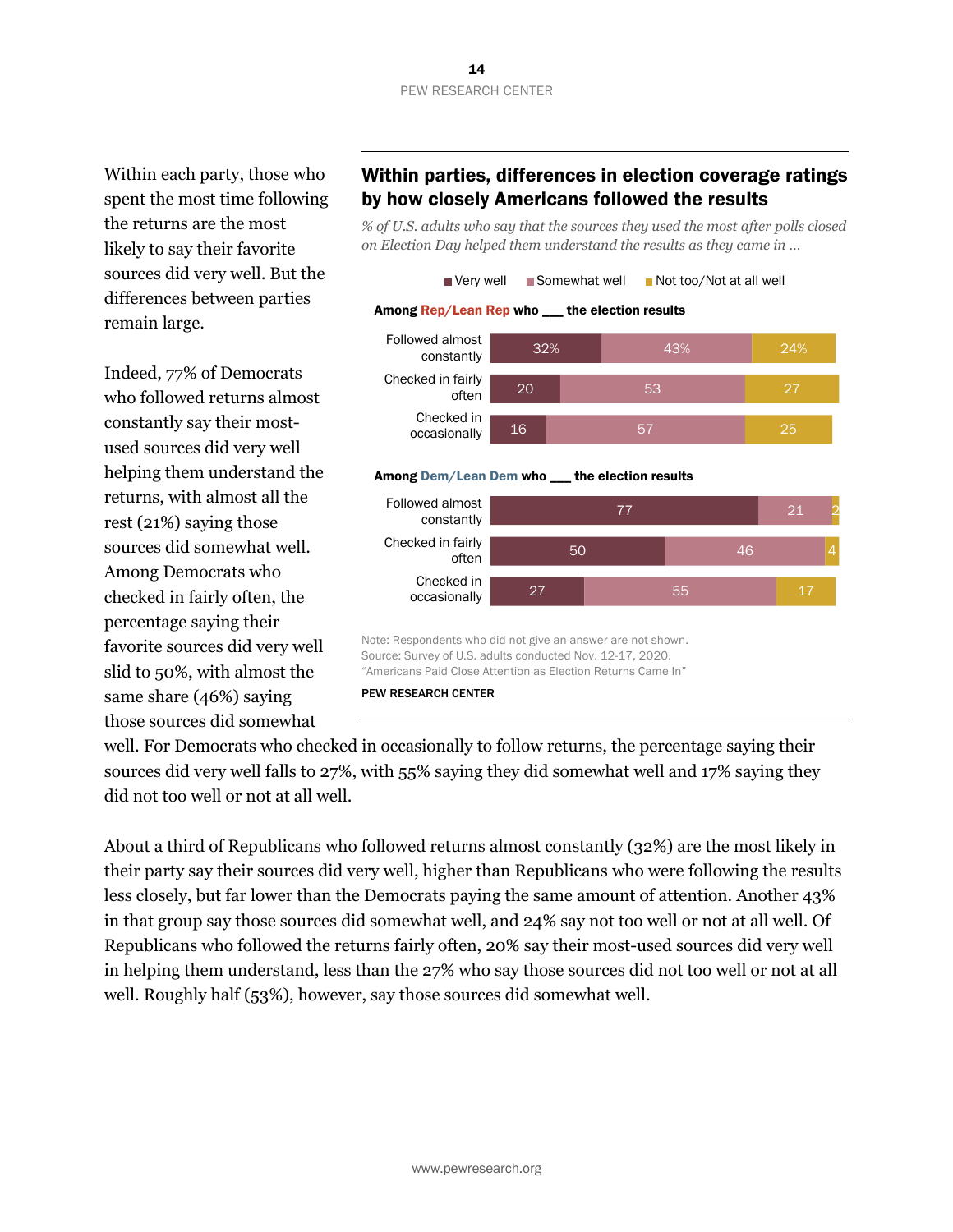Within each party, those who spent the most time following the returns are the most likely to say their favorite sources did very well. But the differences between parties remain large.

Indeed, 77% of Democrats who followed returns almost constantly say their most-used sources did very well helping them understand the returns, with almost all the rest (21%) saying those sources did somewhat well. Among Democrats who checked in fairly often, the percentage saying their favorite sources did very well slid to 50%, with almost the same share (46%) saying those sources did somewhat well. For Democrats who checked in occasionally to follow returns, the percentage saying their sources did very well falls to 27%, with 55% saying they did somewhat well and 17% saying they did not too well or not at all well.

## Within parties, differences in election coverage ratings by how closely Americans followed the results

*% of U.S. adults who say that the sources they used the most after polls closed on Election Day helped them understand the results as they came in …*

**Among Rep/Lean Rep who ___ the election results**

| | Very well | Somewhat well | Not too/Not at all well |
|---|---|---|---|
| Followed almost constantly | 32% | 43% | 24% |
| Checked in fairly often | 20 | 53 | 27 |
| Checked in occasionally | 16 | 57 | 25 |

**Among Dem/Lean Dem who ___ the election results**

| | Very well | Somewhat well | Not too/Not at all well |
|---|---|---|---|
| Followed almost constantly | 77 | 21 | 2 |
| Checked in fairly often | 50 | 46 | 4 |
| Checked in occasionally | 27 | 55 | 17 |

Note: Respondents who did not give an answer are not shown.
Source: Survey of U.S. adults conducted Nov. 12-17, 2020.
"Americans Paid Close Attention as Election Returns Came In"

PEW RESEARCH CENTER

About a third of Republicans who followed returns almost constantly (32%) are the most likely in their party say their sources did very well, higher than Republicans who were following the results less closely, but far lower than the Democrats paying the same amount of attention. Another 43% in that group say those sources did somewhat well, and 24% say not too well or not at all well. Of Republicans who followed the returns fairly often, 20% say their most-used sources did very well in helping them understand, less than the 27% who say those sources did not too well or not at all well. Roughly half (53%), however, say those sources did somewhat well.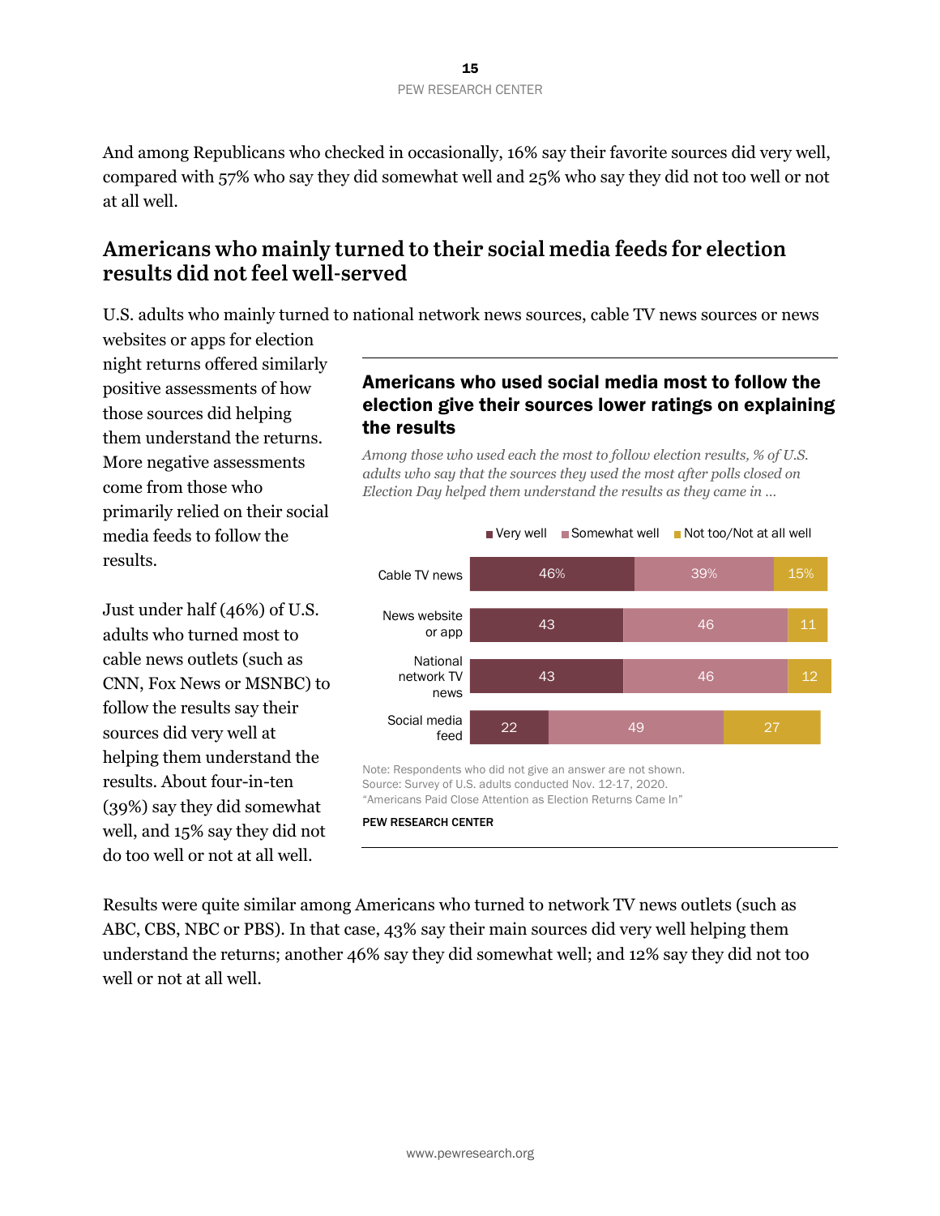And among Republicans who checked in occasionally, 16% say their favorite sources did very well, compared with 57% who say they did somewhat well and 25% who say they did not too well or not at all well.

## Americans who mainly turned to their social media feeds for election results did not feel well-served

U.S. adults who mainly turned to national network news sources, cable TV news sources or news websites or apps for election night returns offered similarly positive assessments of how those sources did helping them understand the returns. More negative assessments come from those who primarily relied on their social media feeds to follow the results.

### Americans who used social media most to follow the election give their sources lower ratings on explaining the results

*Among those who used each the most to follow election results, % of U.S. adults who say that the sources they used the most after polls closed on Election Day helped them understand the results as they came in …*

| | Very well | Somewhat well | Not too/Not at all well |
|---|---|---|---|
| Cable TV news | 46% | 39% | 15% |
| News website or app | 43 | 46 | 11 |
| National network TV news | 43 | 46 | 12 |
| Social media feed | 22 | 49 | 27 |

Note: Respondents who did not give an answer are not shown.
Source: Survey of U.S. adults conducted Nov. 12-17, 2020.
"Americans Paid Close Attention as Election Returns Came In"

PEW RESEARCH CENTER

Just under half (46%) of U.S. adults who turned most to cable news outlets (such as CNN, Fox News or MSNBC) to follow the results say their sources did very well at helping them understand the results. About four-in-ten (39%) say they did somewhat well, and 15% say they did not do too well or not at all well.

Results were quite similar among Americans who turned to network TV news outlets (such as ABC, CBS, NBC or PBS). In that case, 43% say their main sources did very well helping them understand the returns; another 46% say they did somewhat well; and 12% say they did not too well or not at all well.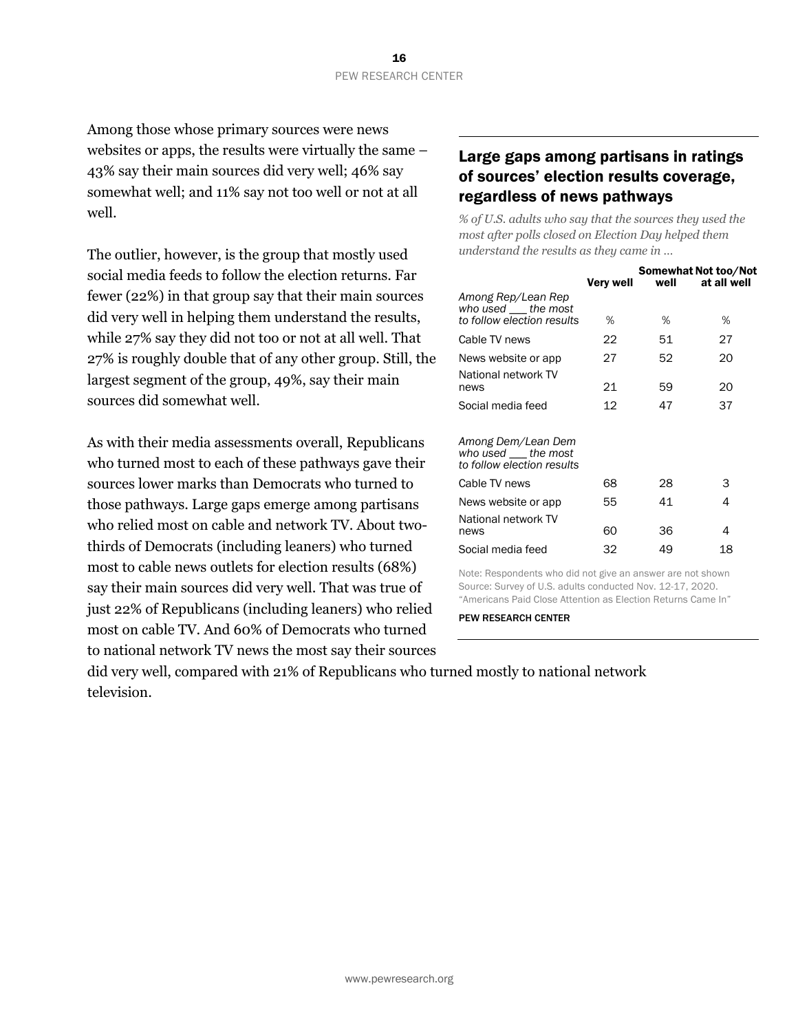Among those whose primary sources were news websites or apps, the results were virtually the same – 43% say their main sources did very well; 46% say somewhat well; and 11% say not too well or not at all well.

The outlier, however, is the group that mostly used social media feeds to follow the election returns. Far fewer (22%) in that group say that their main sources did very well in helping them understand the results, while 27% say they did not too or not at all well. That 27% is roughly double that of any other group. Still, the largest segment of the group, 49%, say their main sources did somewhat well.

As with their media assessments overall, Republicans who turned most to each of these pathways gave their sources lower marks than Democrats who turned to those pathways. Large gaps emerge among partisans who relied most on cable and network TV. About two-thirds of Democrats (including leaners) who turned most to cable news outlets for election results (68%) say their main sources did very well. That was true of just 22% of Republicans (including leaners) who relied most on cable TV. And 60% of Democrats who turned to national network TV news the most say their sources did very well, compared with 21% of Republicans who turned mostly to national network television.

## Large gaps among partisans in ratings of sources' election results coverage, regardless of news pathways

*% of U.S. adults who say that the sources they used the most after polls closed on Election Day helped them understand the results as they came in ...*

| | Very well | Somewhat well | Not too/Not at all well |
|---|---|---|---|
| *Among Rep/Lean Rep who used ___ the most to follow election results* | % | % | % |
| Cable TV news | 22 | 51 | 27 |
| News website or app | 27 | 52 | 20 |
| National network TV news | 21 | 59 | 20 |
| Social media feed | 12 | 47 | 37 |
| *Among Dem/Lean Dem who used ___ the most to follow election results* | | | |
| Cable TV news | 68 | 28 | 3 |
| News website or app | 55 | 41 | 4 |
| National network TV news | 60 | 36 | 4 |
| Social media feed | 32 | 49 | 18 |

Note: Respondents who did not give an answer are not shown
Source: Survey of U.S. adults conducted Nov. 12-17, 2020.
"Americans Paid Close Attention as Election Returns Came In"

PEW RESEARCH CENTER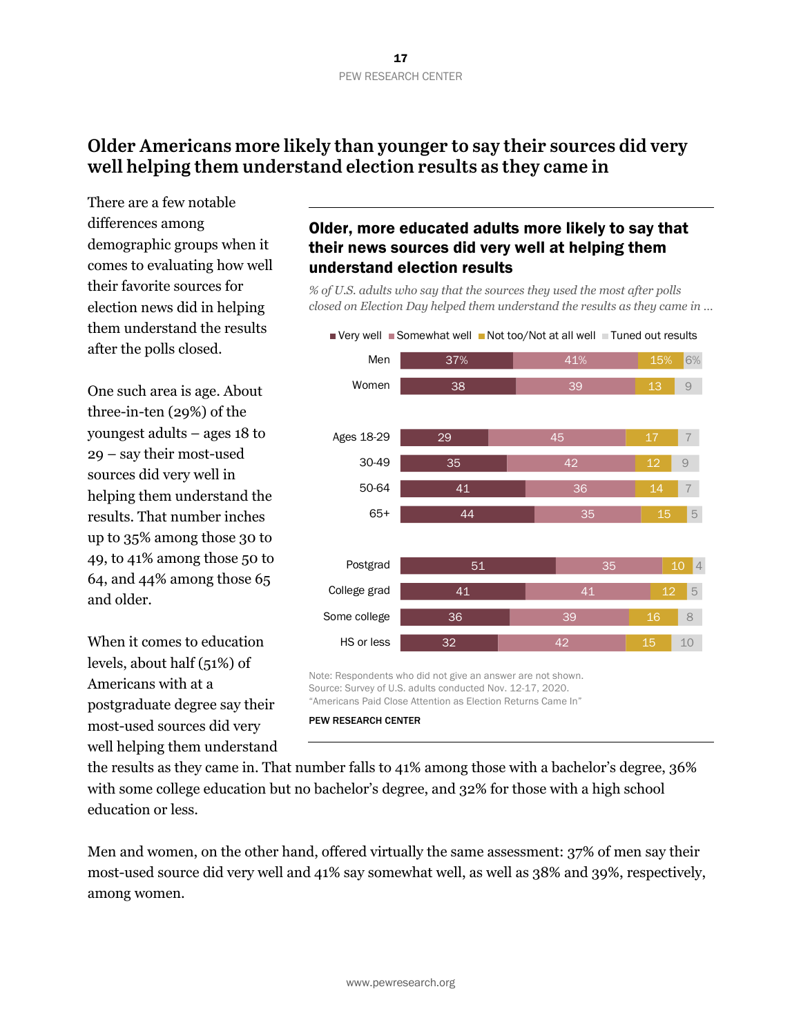# Older Americans more likely than younger to say their sources did very well helping them understand election results as they came in

There are a few notable differences among demographic groups when it comes to evaluating how well their favorite sources for election news did in helping them understand the results after the polls closed.

One such area is age. About three-in-ten (29%) of the youngest adults – ages 18 to 29 – say their most-used sources did very well in helping them understand the results. That number inches up to 35% among those 30 to 49, to 41% among those 50 to 64, and 44% among those 65 and older.

When it comes to education levels, about half (51%) of Americans with at a postgraduate degree say their most-used sources did very well helping them understand the results as they came in. That number falls to 41% among those with a bachelor's degree, 36% with some college education but no bachelor's degree, and 32% for those with a high school education or less.

Men and women, on the other hand, offered virtually the same assessment: 37% of men say their most-used source did very well and 41% say somewhat well, as well as 38% and 39%, respectively, among women.

## Older, more educated adults more likely to say that their news sources did very well at helping them understand election results

*% of U.S. adults who say that the sources they used the most after polls closed on Election Day helped them understand the results as they came in …*

| | Very well | Somewhat well | Not too/Not at all well | Tuned out results |
|---|---|---|---|---|
| Men | 37% | 41% | 15% | 6% |
| Women | 38 | 39 | 13 | 9 |
| Ages 18-29 | 29 | 45 | 17 | 7 |
| 30-49 | 35 | 42 | 12 | 9 |
| 50-64 | 41 | 36 | 14 | 7 |
| 65+ | 44 | 35 | 15 | 5 |
| Postgrad | 51 | 35 | 10 | 4 |
| College grad | 41 | 41 | 12 | 5 |
| Some college | 36 | 39 | 16 | 8 |
| HS or less | 32 | 42 | 15 | 10 |

Note: Respondents who did not give an answer are not shown.
Source: Survey of U.S. adults conducted Nov. 12-17, 2020.
"Americans Paid Close Attention as Election Returns Came In"

PEW RESEARCH CENTER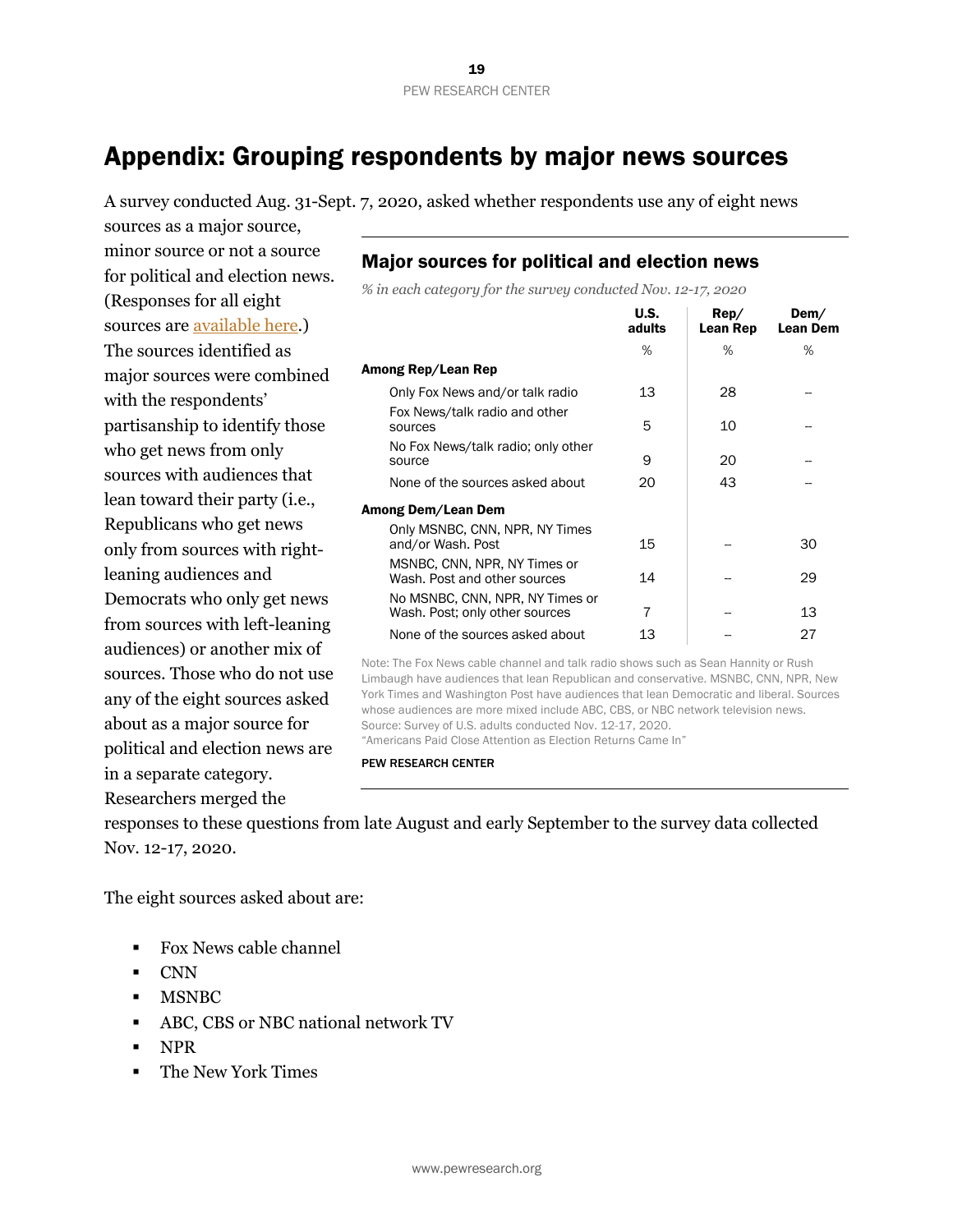# Appendix: Grouping respondents by major news sources

A survey conducted Aug. 31-Sept. 7, 2020, asked whether respondents use any of eight news sources as a major source, minor source or not a source for political and election news. (Responses for all eight sources are available here.) The sources identified as major sources were combined with the respondents' partisanship to identify those who get news from only sources with audiences that lean toward their party (i.e., Republicans who get news only from sources with right-leaning audiences and Democrats who only get news from sources with left-leaning audiences) or another mix of sources. Those who do not use any of the eight sources asked about as a major source for political and election news are in a separate category. Researchers merged the responses to these questions from late August and early September to the survey data collected Nov. 12-17, 2020.

## Major sources for political and election news

*% in each category for the survey conducted Nov. 12-17, 2020*

| | U.S. adults | Rep/ Lean Rep | Dem/ Lean Dem |
|---|---|---|---|
| | % | % | % |
| **Among Rep/Lean Rep** | | | |
| Only Fox News and/or talk radio | 13 | 28 | -- |
| Fox News/talk radio and other sources | 5 | 10 | -- |
| No Fox News/talk radio; only other source | 9 | 20 | -- |
| None of the sources asked about | 20 | 43 | -- |
| **Among Dem/Lean Dem** | | | |
| Only MSNBC, CNN, NPR, NY Times and/or Wash. Post | 15 | -- | 30 |
| MSNBC, CNN, NPR, NY Times or Wash. Post and other sources | 14 | -- | 29 |
| No MSNBC, CNN, NPR, NY Times or Wash. Post; only other sources | 7 | -- | 13 |
| None of the sources asked about | 13 | -- | 27 |

Note: The Fox News cable channel and talk radio shows such as Sean Hannity or Rush Limbaugh have audiences that lean Republican and conservative. MSNBC, CNN, NPR, New York Times and Washington Post have audiences that lean Democratic and liberal. Sources whose audiences are more mixed include ABC, CBS, or NBC network television news.
Source: Survey of U.S. adults conducted Nov. 12-17, 2020.
"Americans Paid Close Attention as Election Returns Came In"

PEW RESEARCH CENTER

The eight sources asked about are:

- Fox News cable channel
- CNN
- MSNBC
- ABC, CBS or NBC national network TV
- NPR
- The New York Times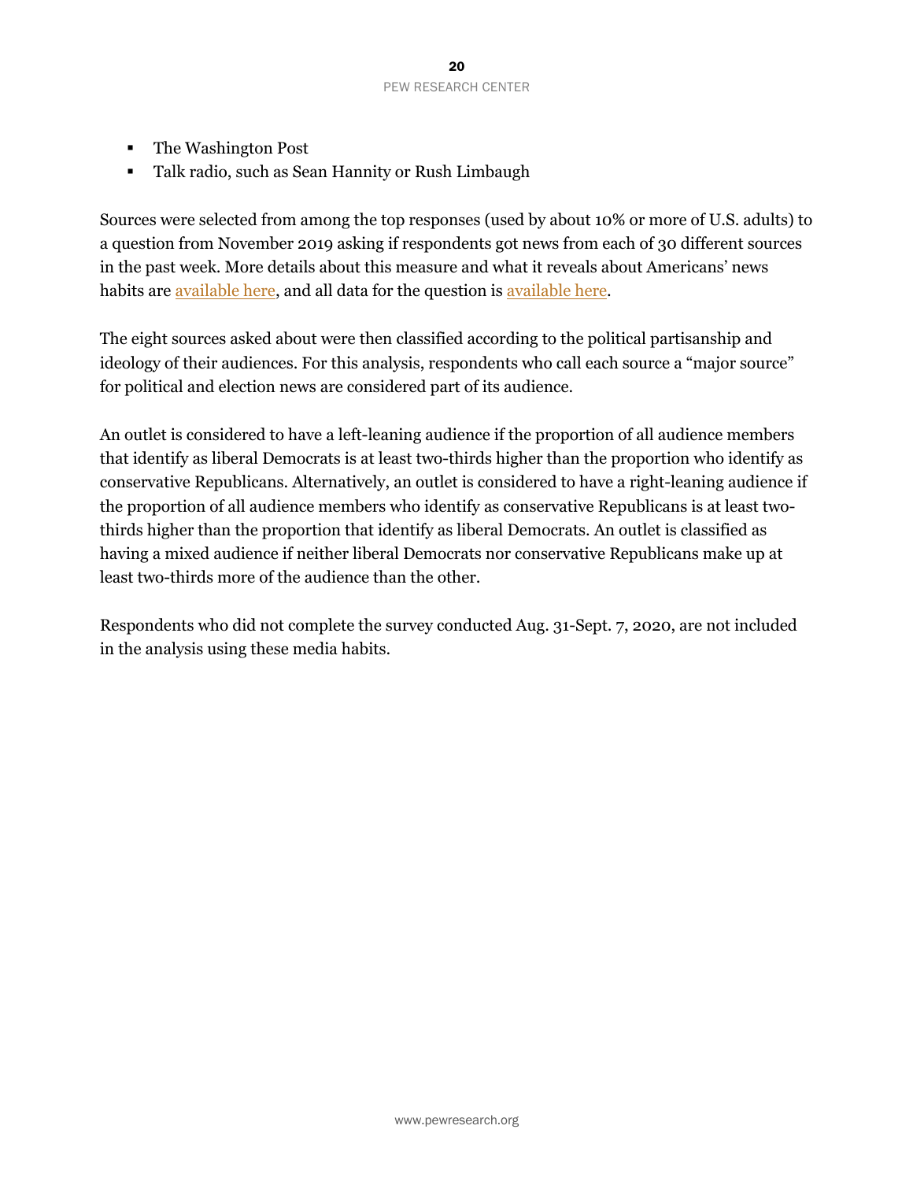- The Washington Post
- Talk radio, such as Sean Hannity or Rush Limbaugh

Sources were selected from among the top responses (used by about 10% or more of U.S. adults) to a question from November 2019 asking if respondents got news from each of 30 different sources in the past week. More details about this measure and what it reveals about Americans' news habits are available here, and all data for the question is available here.

The eight sources asked about were then classified according to the political partisanship and ideology of their audiences. For this analysis, respondents who call each source a "major source" for political and election news are considered part of its audience.

An outlet is considered to have a left-leaning audience if the proportion of all audience members that identify as liberal Democrats is at least two-thirds higher than the proportion who identify as conservative Republicans. Alternatively, an outlet is considered to have a right-leaning audience if the proportion of all audience members who identify as conservative Republicans is at least two-thirds higher than the proportion that identify as liberal Democrats. An outlet is classified as having a mixed audience if neither liberal Democrats nor conservative Republicans make up at least two-thirds more of the audience than the other.

Respondents who did not complete the survey conducted Aug. 31-Sept. 7, 2020, are not included in the analysis using these media habits.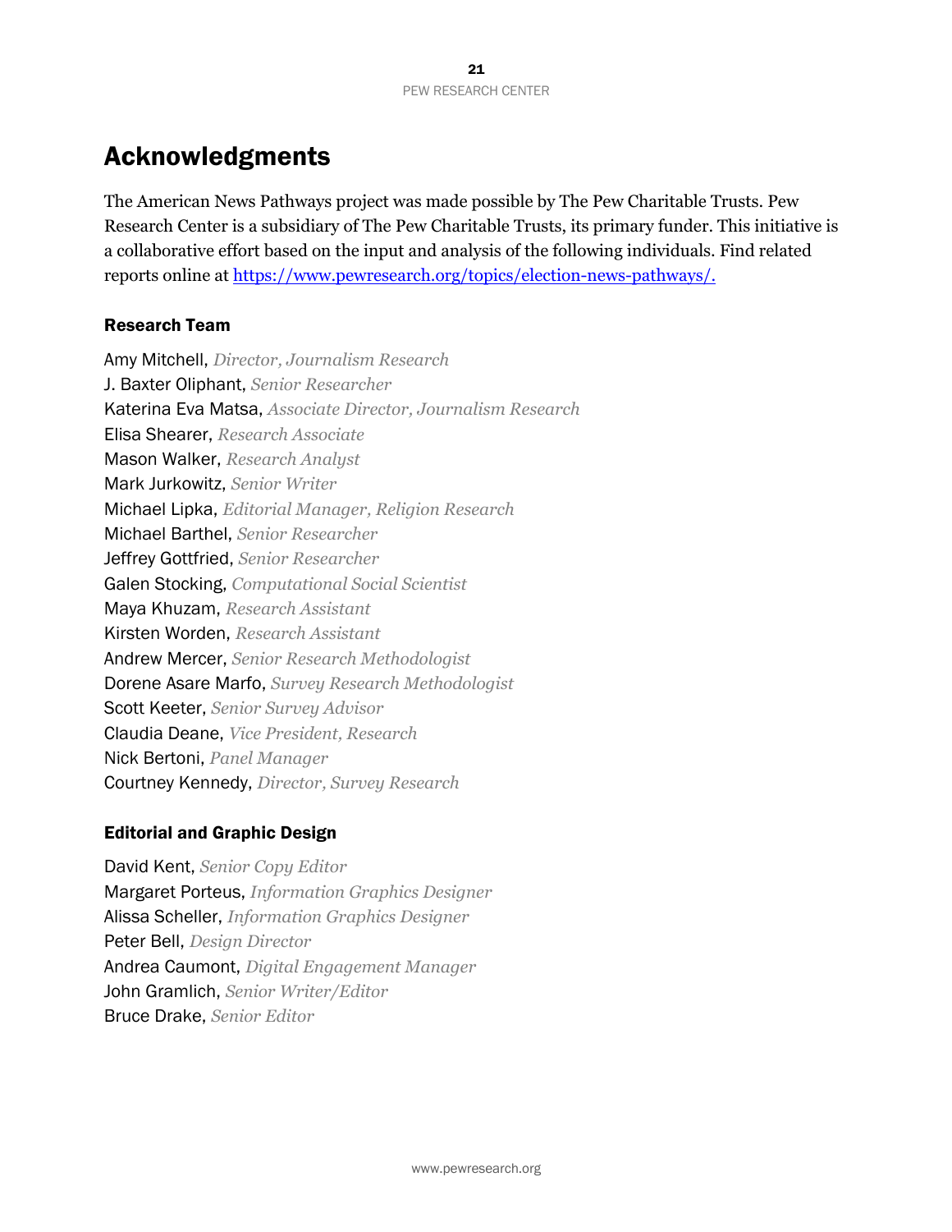# Acknowledgments

The American News Pathways project was made possible by The Pew Charitable Trusts. Pew Research Center is a subsidiary of The Pew Charitable Trusts, its primary funder. This initiative is a collaborative effort based on the input and analysis of the following individuals. Find related reports online at https://www.pewresearch.org/topics/election-news-pathways/.

### Research Team

Amy Mitchell, *Director, Journalism Research*
J. Baxter Oliphant, *Senior Researcher*
Katerina Eva Matsa, *Associate Director, Journalism Research*
Elisa Shearer, *Research Associate*
Mason Walker, *Research Analyst*
Mark Jurkowitz, *Senior Writer*
Michael Lipka, *Editorial Manager, Religion Research*
Michael Barthel, *Senior Researcher*
Jeffrey Gottfried, *Senior Researcher*
Galen Stocking, *Computational Social Scientist*
Maya Khuzam, *Research Assistant*
Kirsten Worden, *Research Assistant*
Andrew Mercer, *Senior Research Methodologist*
Dorene Asare Marfo, *Survey Research Methodologist*
Scott Keeter, *Senior Survey Advisor*
Claudia Deane, *Vice President, Research*
Nick Bertoni, *Panel Manager*
Courtney Kennedy, *Director, Survey Research*

### Editorial and Graphic Design

David Kent, *Senior Copy Editor*
Margaret Porteus, *Information Graphics Designer*
Alissa Scheller, *Information Graphics Designer*
Peter Bell, *Design Director*
Andrea Caumont, *Digital Engagement Manager*
John Gramlich, *Senior Writer/Editor*
Bruce Drake, *Senior Editor*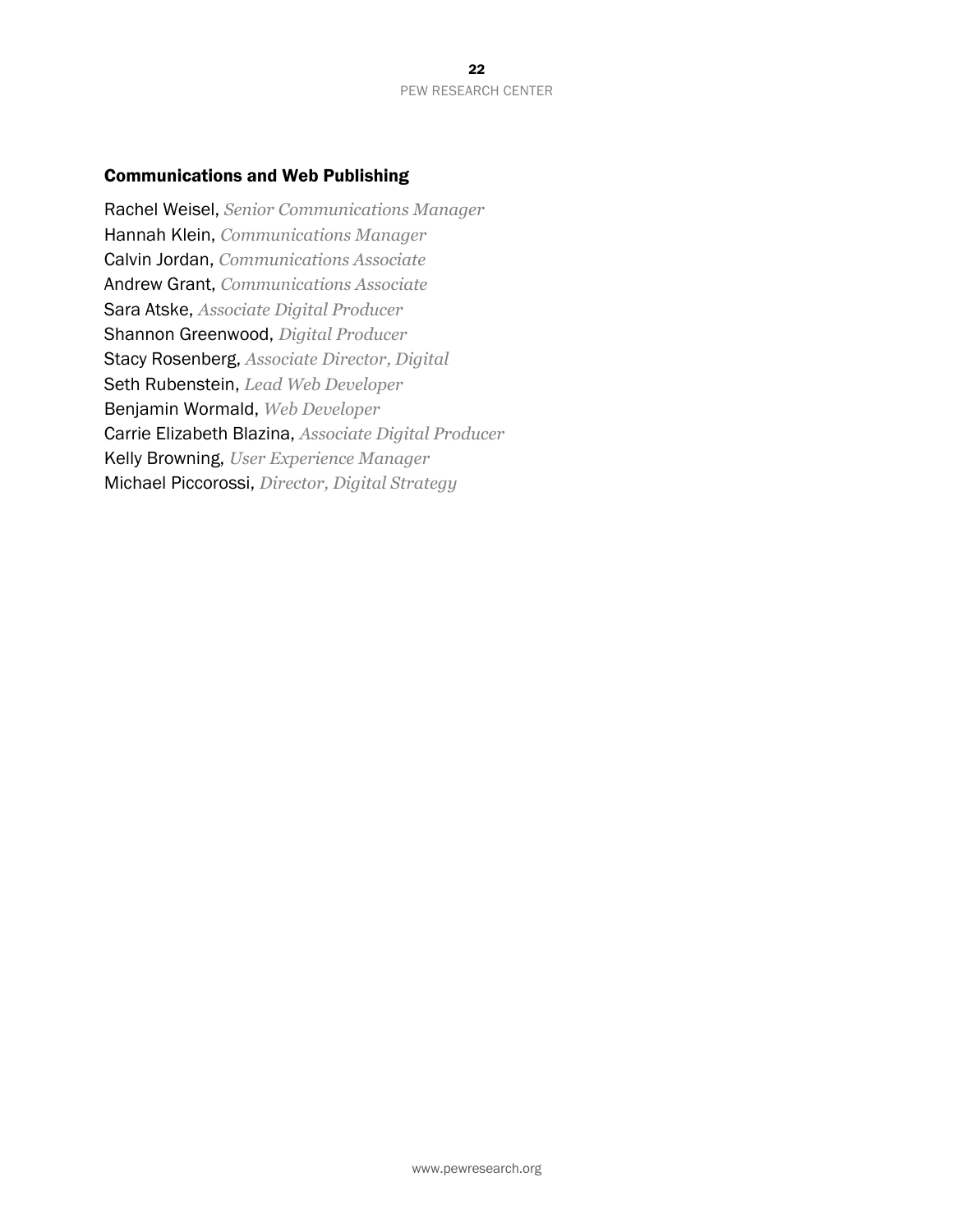### Communications and Web Publishing

Rachel Weisel, *Senior Communications Manager*
Hannah Klein, *Communications Manager*
Calvin Jordan, *Communications Associate*
Andrew Grant, *Communications Associate*
Sara Atske, *Associate Digital Producer*
Shannon Greenwood, *Digital Producer*
Stacy Rosenberg, *Associate Director, Digital*
Seth Rubenstein, *Lead Web Developer*
Benjamin Wormald, *Web Developer*
Carrie Elizabeth Blazina, *Associate Digital Producer*
Kelly Browning, *User Experience Manager*
Michael Piccorossi, *Director, Digital Strategy*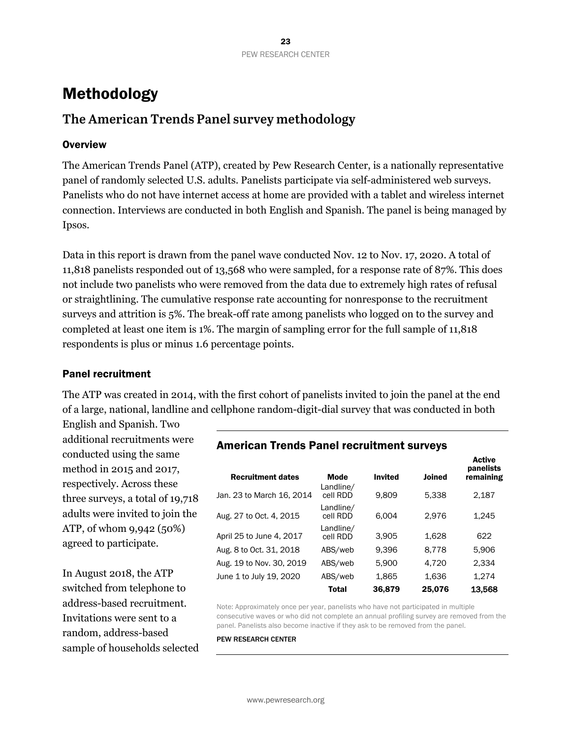# Methodology

## The American Trends Panel survey methodology

### Overview

The American Trends Panel (ATP), created by Pew Research Center, is a nationally representative panel of randomly selected U.S. adults. Panelists participate via self-administered web surveys. Panelists who do not have internet access at home are provided with a tablet and wireless internet connection. Interviews are conducted in both English and Spanish. The panel is being managed by Ipsos.

Data in this report is drawn from the panel wave conducted Nov. 12 to Nov. 17, 2020. A total of 11,818 panelists responded out of 13,568 who were sampled, for a response rate of 87%. This does not include two panelists who were removed from the data due to extremely high rates of refusal or straightlining. The cumulative response rate accounting for nonresponse to the recruitment surveys and attrition is 5%. The break-off rate among panelists who logged on to the survey and completed at least one item is 1%. The margin of sampling error for the full sample of 11,818 respondents is plus or minus 1.6 percentage points.

### Panel recruitment

The ATP was created in 2014, with the first cohort of panelists invited to join the panel at the end of a large, national, landline and cellphone random-digit-dial survey that was conducted in both English and Spanish. Two additional recruitments were conducted using the same method in 2015 and 2017, respectively. Across these three surveys, a total of 19,718 adults were invited to join the ATP, of whom 9,942 (50%) agreed to participate.

In August 2018, the ATP switched from telephone to address-based recruitment. Invitations were sent to a random, address-based sample of households selected

**American Trends Panel recruitment surveys**

| Recruitment dates | Mode | Invited | Joined | Active panelists remaining |
|---|---|---|---|---|
| Jan. 23 to March 16, 2014 | Landline/ cell RDD | 9,809 | 5,338 | 2,187 |
| Aug. 27 to Oct. 4, 2015 | Landline/ cell RDD | 6,004 | 2,976 | 1,245 |
| April 25 to June 4, 2017 | Landline/ cell RDD | 3,905 | 1,628 | 622 |
| Aug. 8 to Oct. 31, 2018 | ABS/web | 9,396 | 8,778 | 5,906 |
| Aug. 19 to Nov. 30, 2019 | ABS/web | 5,900 | 4,720 | 2,334 |
| June 1 to July 19, 2020 | ABS/web | 1,865 | 1,636 | 1,274 |
| | **Total** | **36,879** | **25,076** | **13,568** |

Note: Approximately once per year, panelists who have not participated in multiple consecutive waves or who did not complete an annual profiling survey are removed from the panel. Panelists also become inactive if they ask to be removed from the panel.

PEW RESEARCH CENTER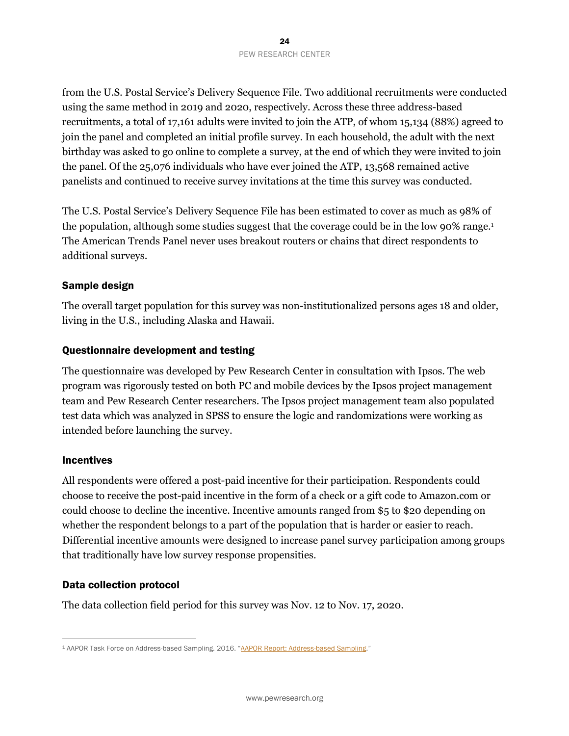from the U.S. Postal Service's Delivery Sequence File. Two additional recruitments were conducted using the same method in 2019 and 2020, respectively. Across these three address-based recruitments, a total of 17,161 adults were invited to join the ATP, of whom 15,134 (88%) agreed to join the panel and completed an initial profile survey. In each household, the adult with the next birthday was asked to go online to complete a survey, at the end of which they were invited to join the panel. Of the 25,076 individuals who have ever joined the ATP, 13,568 remained active panelists and continued to receive survey invitations at the time this survey was conducted.

The U.S. Postal Service's Delivery Sequence File has been estimated to cover as much as 98% of the population, although some studies suggest that the coverage could be in the low 90% range.[1] The American Trends Panel never uses breakout routers or chains that direct respondents to additional surveys.

## Sample design

The overall target population for this survey was non-institutionalized persons ages 18 and older, living in the U.S., including Alaska and Hawaii.

## Questionnaire development and testing

The questionnaire was developed by Pew Research Center in consultation with Ipsos. The web program was rigorously tested on both PC and mobile devices by the Ipsos project management team and Pew Research Center researchers. The Ipsos project management team also populated test data which was analyzed in SPSS to ensure the logic and randomizations were working as intended before launching the survey.

## Incentives

All respondents were offered a post-paid incentive for their participation. Respondents could choose to receive the post-paid incentive in the form of a check or a gift code to Amazon.com or could choose to decline the incentive. Incentive amounts ranged from $5 to $20 depending on whether the respondent belongs to a part of the population that is harder or easier to reach. Differential incentive amounts were designed to increase panel survey participation among groups that traditionally have low survey response propensities.

## Data collection protocol

The data collection field period for this survey was Nov. 12 to Nov. 17, 2020.

---

[1] AAPOR Task Force on Address-based Sampling. 2016. "AAPOR Report: Address-based Sampling."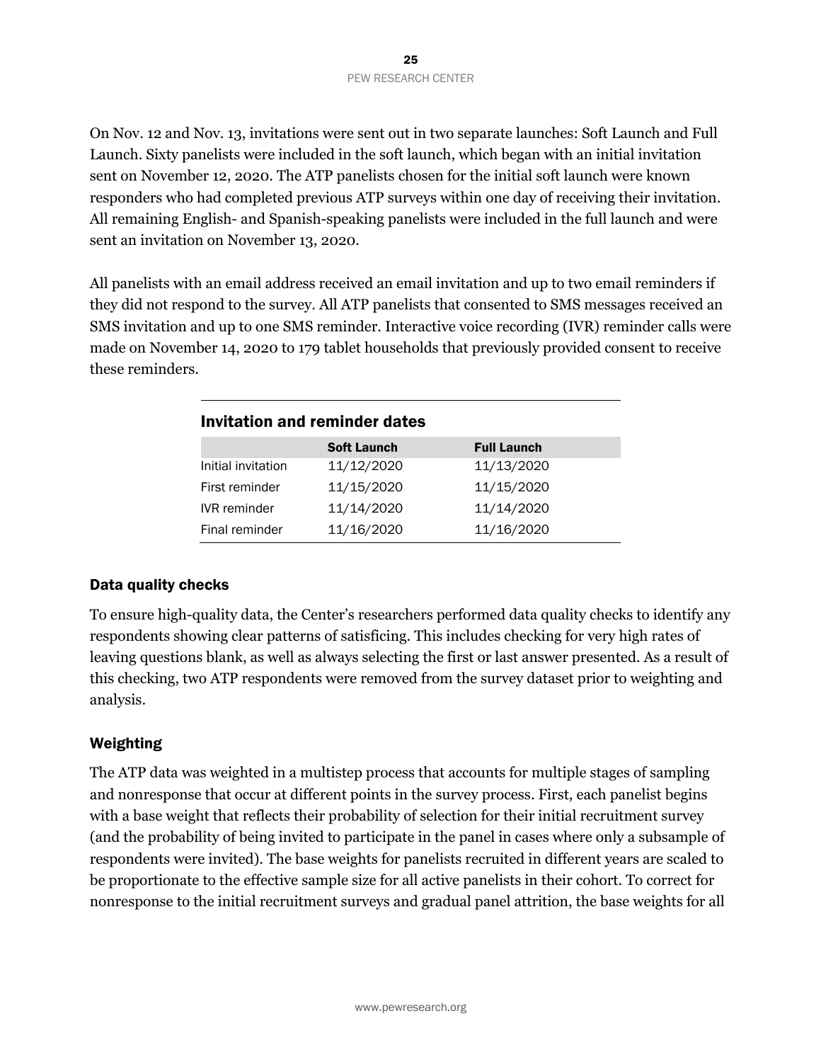On Nov. 12 and Nov. 13, invitations were sent out in two separate launches: Soft Launch and Full Launch. Sixty panelists were included in the soft launch, which began with an initial invitation sent on November 12, 2020. The ATP panelists chosen for the initial soft launch were known responders who had completed previous ATP surveys within one day of receiving their invitation. All remaining English- and Spanish-speaking panelists were included in the full launch and were sent an invitation on November 13, 2020.

All panelists with an email address received an email invitation and up to two email reminders if they did not respond to the survey. All ATP panelists that consented to SMS messages received an SMS invitation and up to one SMS reminder. Interactive voice recording (IVR) reminder calls were made on November 14, 2020 to 179 tablet households that previously provided consent to receive these reminders.

**Invitation and reminder dates**

| | Soft Launch | Full Launch |
|---|---|---|
| Initial invitation | 11/12/2020 | 11/13/2020 |
| First reminder | 11/15/2020 | 11/15/2020 |
| IVR reminder | 11/14/2020 | 11/14/2020 |
| Final reminder | 11/16/2020 | 11/16/2020 |

## Data quality checks

To ensure high-quality data, the Center's researchers performed data quality checks to identify any respondents showing clear patterns of satisficing. This includes checking for very high rates of leaving questions blank, as well as always selecting the first or last answer presented. As a result of this checking, two ATP respondents were removed from the survey dataset prior to weighting and analysis.

## Weighting

The ATP data was weighted in a multistep process that accounts for multiple stages of sampling and nonresponse that occur at different points in the survey process. First, each panelist begins with a base weight that reflects their probability of selection for their initial recruitment survey (and the probability of being invited to participate in the panel in cases where only a subsample of respondents were invited). The base weights for panelists recruited in different years are scaled to be proportionate to the effective sample size for all active panelists in their cohort. To correct for nonresponse to the initial recruitment surveys and gradual panel attrition, the base weights for all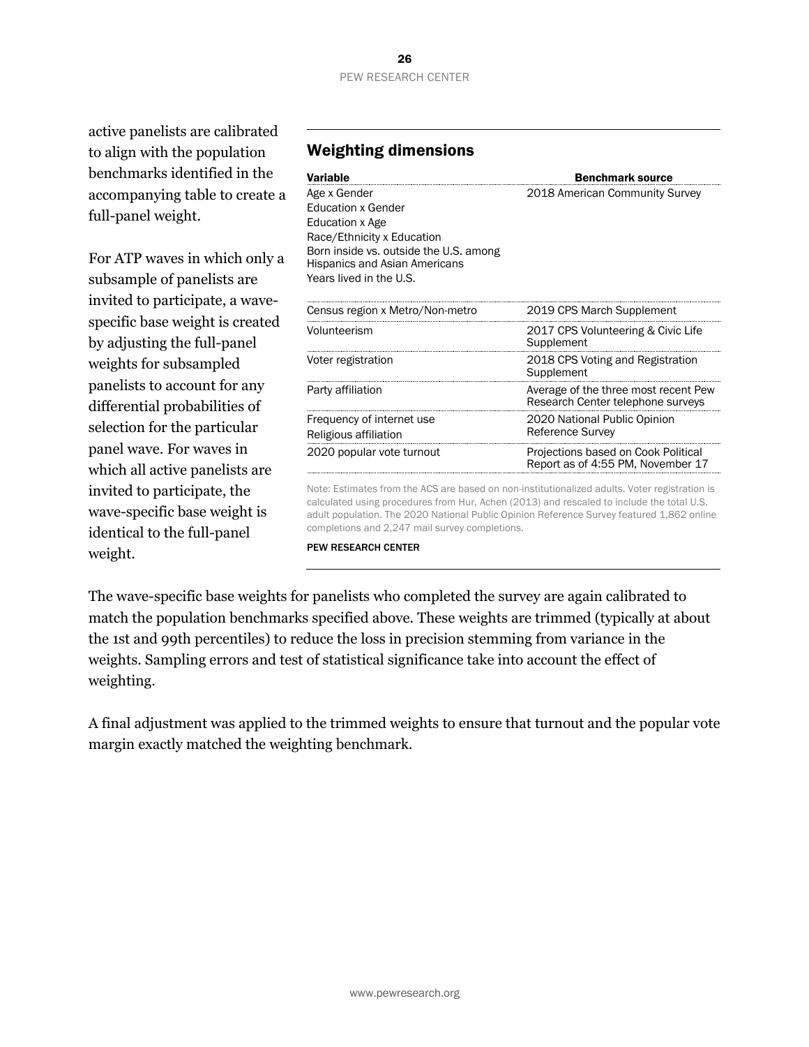active panelists are calibrated to align with the population benchmarks identified in the accompanying table to create a full-panel weight.

For ATP waves in which only a subsample of panelists are invited to participate, a wave-specific base weight is created by adjusting the full-panel weights for subsampled panelists to account for any differential probabilities of selection for the particular panel wave. For waves in which all active panelists are invited to participate, the wave-specific base weight is identical to the full-panel weight.

## Weighting dimensions

| Variable | Benchmark source |
|---|---|
| Age x Gender<br>Education x Gender<br>Education x Age<br>Race/Ethnicity x Education<br>Born inside vs. outside the U.S. among Hispanics and Asian Americans<br>Years lived in the U.S. | 2018 American Community Survey |
| Census region x Metro/Non-metro | 2019 CPS March Supplement |
| Volunteerism | 2017 CPS Volunteering & Civic Life Supplement |
| Voter registration | 2018 CPS Voting and Registration Supplement |
| Party affiliation | Average of the three most recent Pew Research Center telephone surveys |
| Frequency of internet use<br>Religious affiliation | 2020 National Public Opinion Reference Survey |
| 2020 popular vote turnout | Projections based on Cook Political Report as of 4:55 PM, November 17 |

Note: Estimates from the ACS are based on non-institutionalized adults. Voter registration is calculated using procedures from Hur, Achen (2013) and rescaled to include the total U.S. adult population. The 2020 National Public Opinion Reference Survey featured 1,862 online completions and 2,247 mail survey completions.

PEW RESEARCH CENTER

The wave-specific base weights for panelists who completed the survey are again calibrated to match the population benchmarks specified above. These weights are trimmed (typically at about the 1st and 99th percentiles) to reduce the loss in precision stemming from variance in the weights. Sampling errors and test of statistical significance take into account the effect of weighting.

A final adjustment was applied to the trimmed weights to ensure that turnout and the popular vote margin exactly matched the weighting benchmark.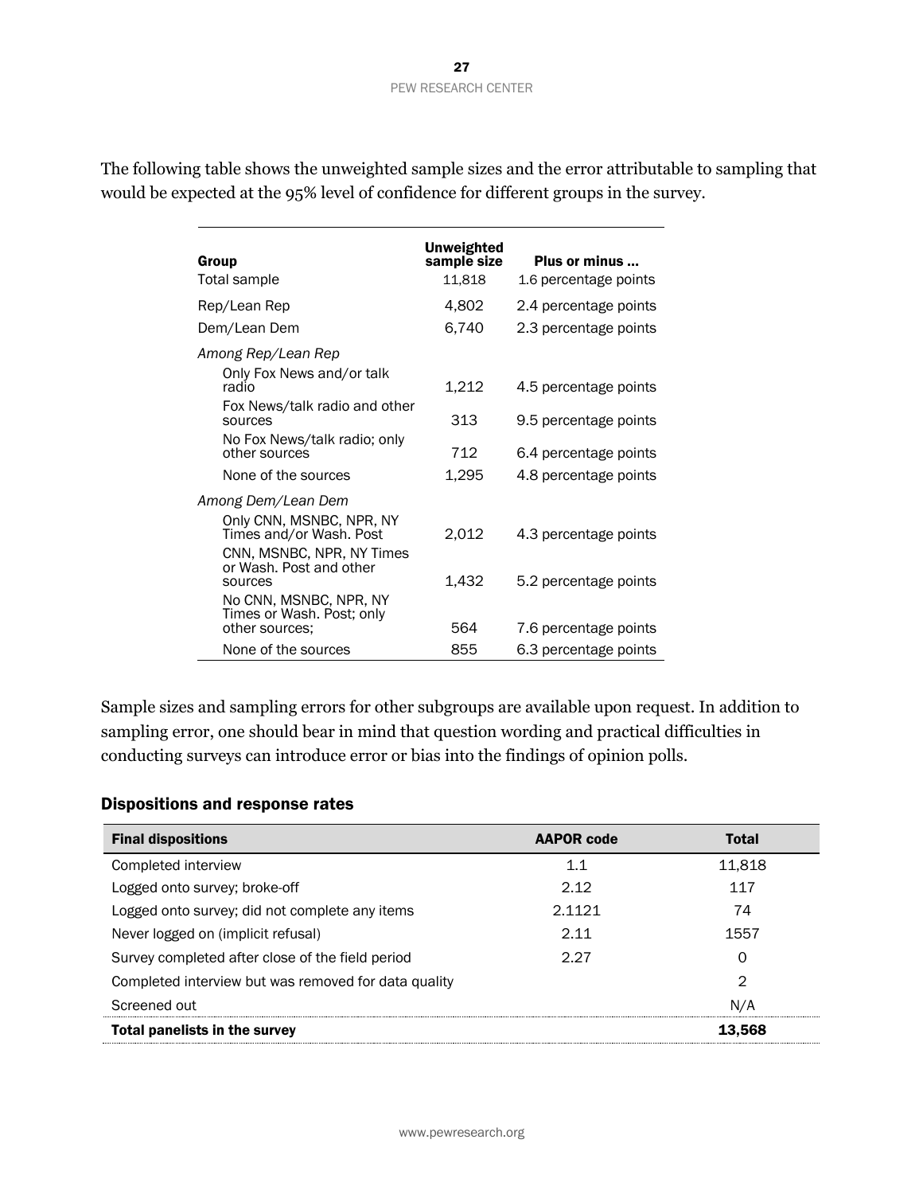The following table shows the unweighted sample sizes and the error attributable to sampling that would be expected at the 95% level of confidence for different groups in the survey.

| Group | Unweighted sample size | Plus or minus ... |
|---|---|---|
| Total sample | 11,818 | 1.6 percentage points |
| Rep/Lean Rep | 4,802 | 2.4 percentage points |
| Dem/Lean Dem | 6,740 | 2.3 percentage points |
| *Among Rep/Lean Rep* | | |
| Only Fox News and/or talk radio | 1,212 | 4.5 percentage points |
| Fox News/talk radio and other sources | 313 | 9.5 percentage points |
| No Fox News/talk radio; only other sources | 712 | 6.4 percentage points |
| None of the sources | 1,295 | 4.8 percentage points |
| *Among Dem/Lean Dem* | | |
| Only CNN, MSNBC, NPR, NY Times and/or Wash. Post | 2,012 | 4.3 percentage points |
| CNN, MSNBC, NPR, NY Times or Wash. Post and other sources | 1,432 | 5.2 percentage points |
| No CNN, MSNBC, NPR, NY Times or Wash. Post; only other sources; | 564 | 7.6 percentage points |
| None of the sources | 855 | 6.3 percentage points |

Sample sizes and sampling errors for other subgroups are available upon request. In addition to sampling error, one should bear in mind that question wording and practical difficulties in conducting surveys can introduce error or bias into the findings of opinion polls.

## Dispositions and response rates

| Final dispositions | AAPOR code | Total |
|---|---|---|
| Completed interview | 1.1 | 11,818 |
| Logged onto survey; broke-off | 2.12 | 117 |
| Logged onto survey; did not complete any items | 2.1121 | 74 |
| Never logged on (implicit refusal) | 2.11 | 1557 |
| Survey completed after close of the field period | 2.27 | 0 |
| Completed interview but was removed for data quality | | 2 |
| Screened out | | N/A |
| **Total panelists in the survey** | | **13,568** |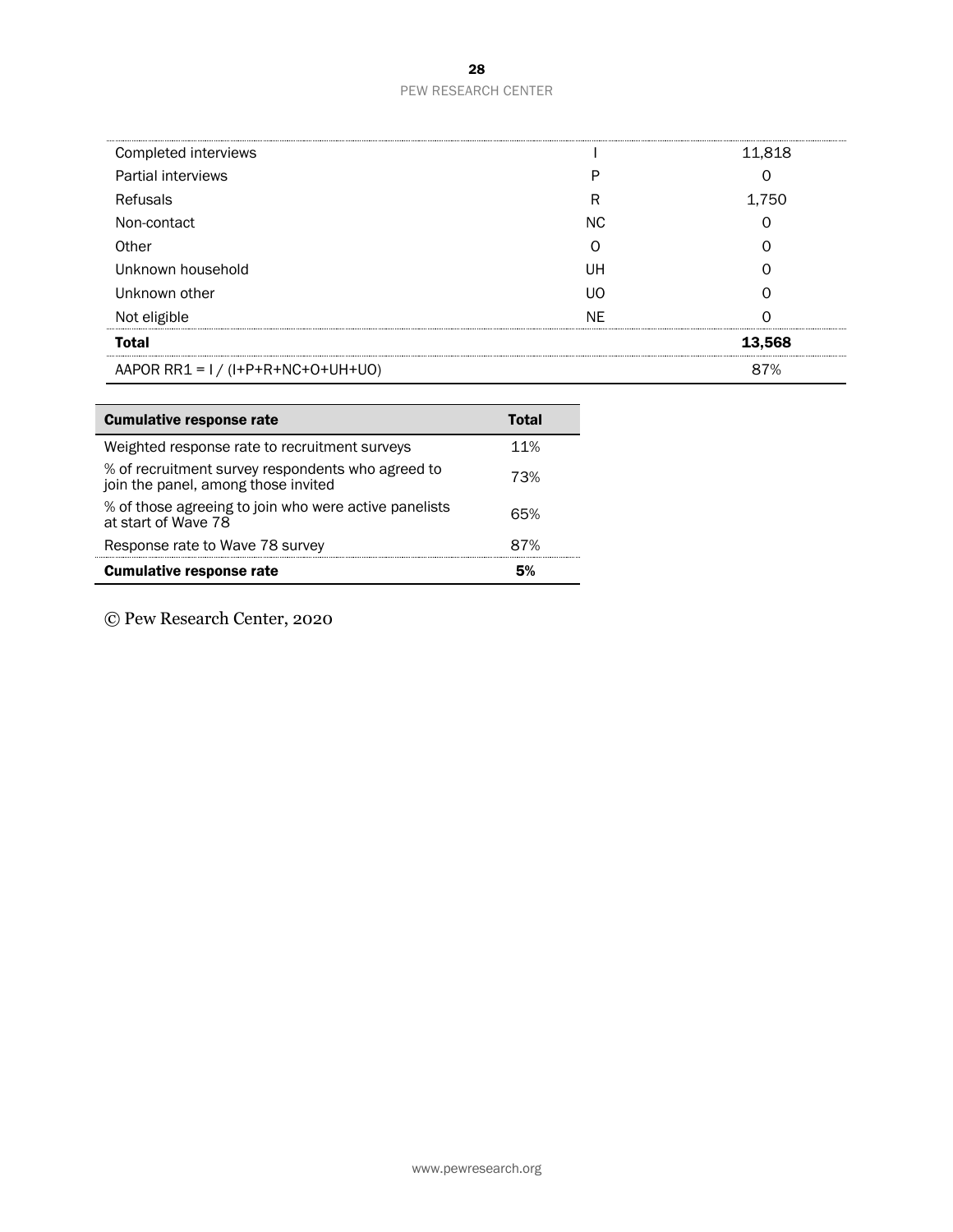| | | |
|---|---|---|
| Completed interviews | I | 11,818 |
| Partial interviews | P | 0 |
| Refusals | R | 1,750 |
| Non-contact | NC | 0 |
| Other | O | 0 |
| Unknown household | UH | 0 |
| Unknown other | UO | 0 |
| Not eligible | NE | 0 |
| **Total** | | **13,568** |
| AAPOR RR1 = I / (I+P+R+NC+O+UH+UO) | | 87% |

| **Cumulative response rate** | **Total** |
|---|---|
| Weighted response rate to recruitment surveys | 11% |
| % of recruitment survey respondents who agreed to join the panel, among those invited | 73% |
| % of those agreeing to join who were active panelists at start of Wave 78 | 65% |
| Response rate to Wave 78 survey | 87% |
| **Cumulative response rate** | **5%** |

© Pew Research Center, 2020